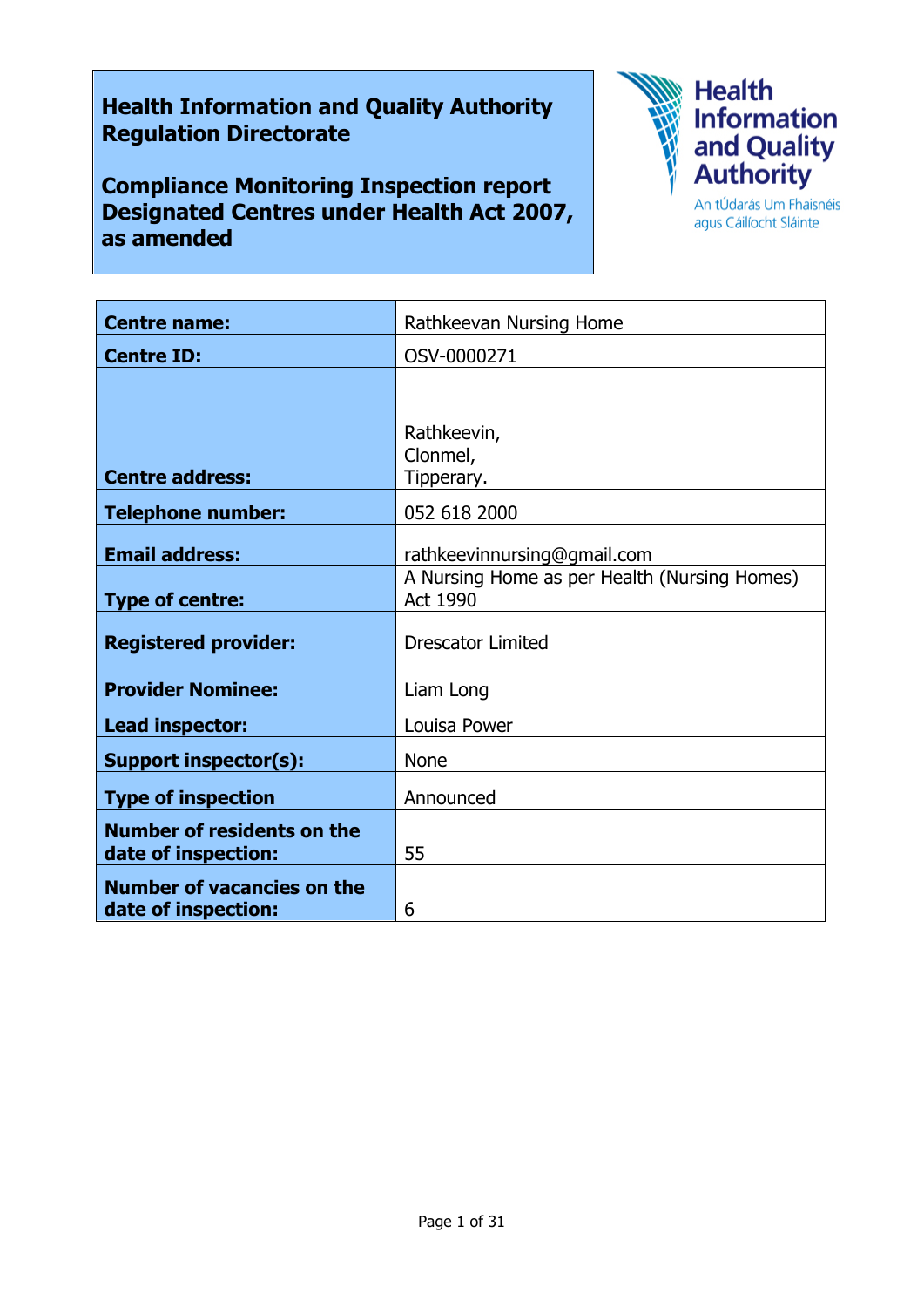# Health Information and Quality Authority Regulation Directorate

## Compliance Monitoring Inspection report Designated Centres under Health Act 2007, as amended

Health Information and Quality Authority
An tÚdarás Um Fhaisnéis agus Cáilíocht Sláinte

| | |
|---|---|
| **Centre name:** | Rathkeevan Nursing Home |
| **Centre ID:** | OSV-0000271 |
| **Centre address:** | Rathkeevin,<br>Clonmel,<br>Tipperary. |
| **Telephone number:** | 052 618 2000 |
| **Email address:** | rathkeevinnursing@gmail.com |
| **Type of centre:** | A Nursing Home as per Health (Nursing Homes) Act 1990 |
| **Registered provider:** | Drescator Limited |
| **Provider Nominee:** | Liam Long |
| **Lead inspector:** | Louisa Power |
| **Support inspector(s):** | None |
| **Type of inspection** | Announced |
| **Number of residents on the date of inspection:** | 55 |
| **Number of vacancies on the date of inspection:** | 6 |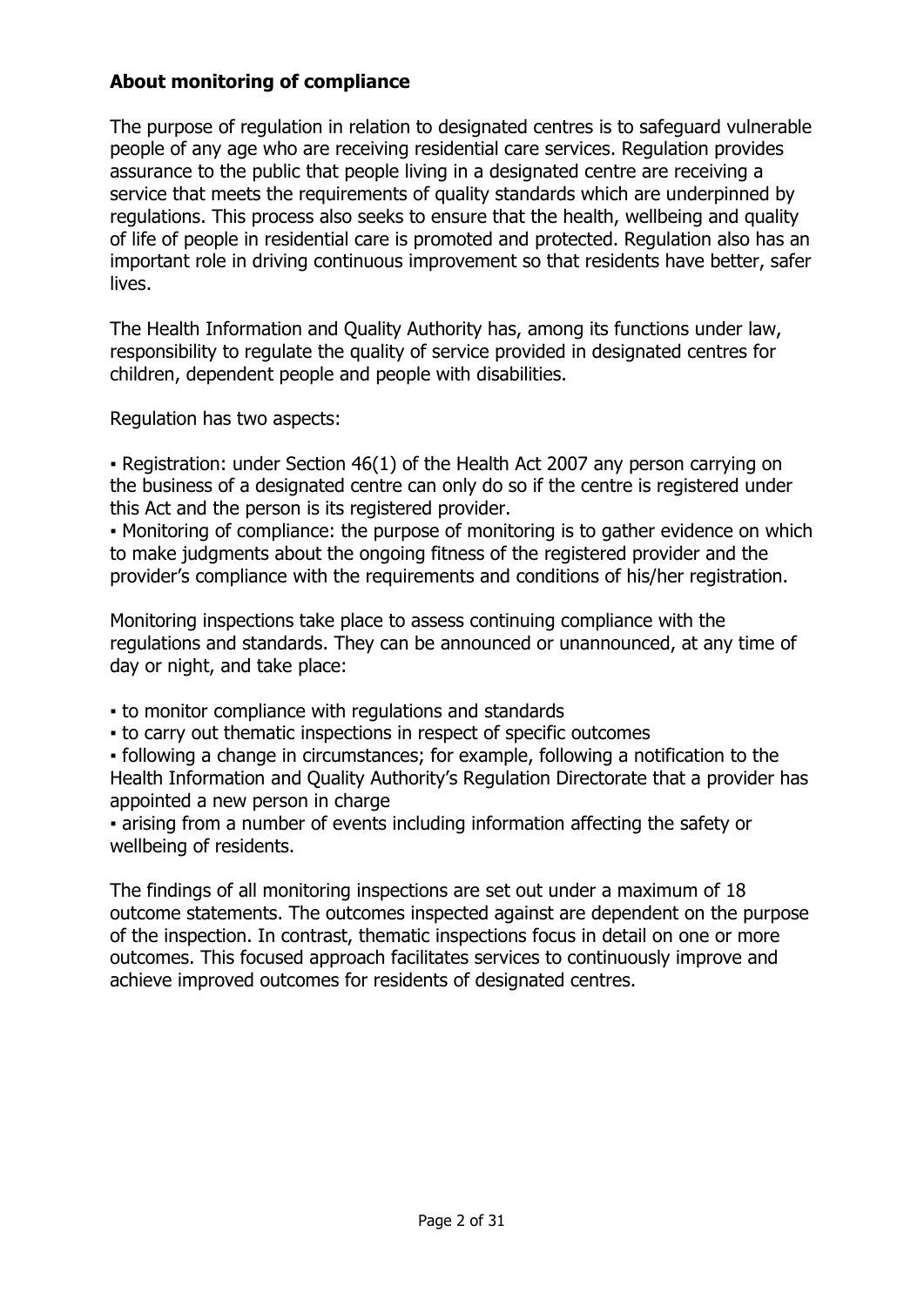## About monitoring of compliance

The purpose of regulation in relation to designated centres is to safeguard vulnerable people of any age who are receiving residential care services. Regulation provides assurance to the public that people living in a designated centre are receiving a service that meets the requirements of quality standards which are underpinned by regulations. This process also seeks to ensure that the health, wellbeing and quality of life of people in residential care is promoted and protected. Regulation also has an important role in driving continuous improvement so that residents have better, safer lives.

The Health Information and Quality Authority has, among its functions under law, responsibility to regulate the quality of service provided in designated centres for children, dependent people and people with disabilities.

Regulation has two aspects:

- Registration: under Section 46(1) of the Health Act 2007 any person carrying on the business of a designated centre can only do so if the centre is registered under this Act and the person is its registered provider.
- Monitoring of compliance: the purpose of monitoring is to gather evidence on which to make judgments about the ongoing fitness of the registered provider and the provider's compliance with the requirements and conditions of his/her registration.

Monitoring inspections take place to assess continuing compliance with the regulations and standards. They can be announced or unannounced, at any time of day or night, and take place:

- to monitor compliance with regulations and standards
- to carry out thematic inspections in respect of specific outcomes
- following a change in circumstances; for example, following a notification to the Health Information and Quality Authority's Regulation Directorate that a provider has appointed a new person in charge
- arising from a number of events including information affecting the safety or wellbeing of residents.

The findings of all monitoring inspections are set out under a maximum of 18 outcome statements. The outcomes inspected against are dependent on the purpose of the inspection. In contrast, thematic inspections focus in detail on one or more outcomes. This focused approach facilitates services to continuously improve and achieve improved outcomes for residents of designated centres.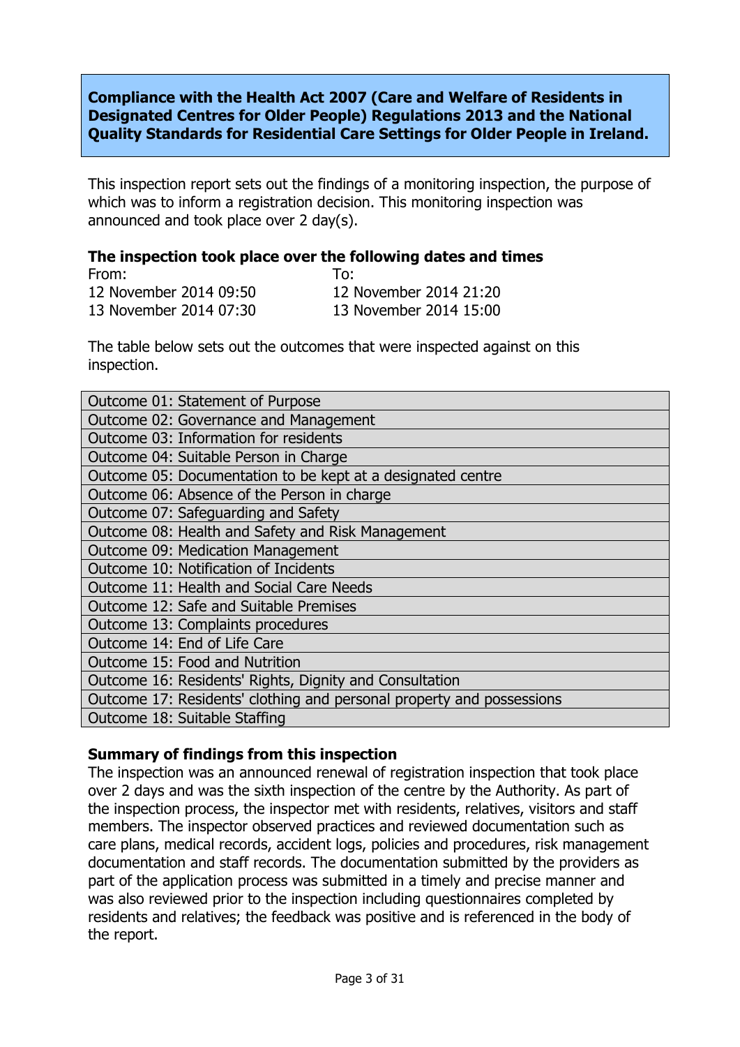**Compliance with the Health Act 2007 (Care and Welfare of Residents in Designated Centres for Older People) Regulations 2013 and the National Quality Standards for Residential Care Settings for Older People in Ireland.**

This inspection report sets out the findings of a monitoring inspection, the purpose of which was to inform a registration decision. This monitoring inspection was announced and took place over 2 day(s).

### The inspection took place over the following dates and times

| From: | To: |
|---|---|
| 12 November 2014 09:50 | 12 November 2014 21:20 |
| 13 November 2014 07:30 | 13 November 2014 15:00 |

The table below sets out the outcomes that were inspected against on this inspection.

| Outcome |
|---|
| Outcome 01: Statement of Purpose |
| Outcome 02: Governance and Management |
| Outcome 03: Information for residents |
| Outcome 04: Suitable Person in Charge |
| Outcome 05: Documentation to be kept at a designated centre |
| Outcome 06: Absence of the Person in charge |
| Outcome 07: Safeguarding and Safety |
| Outcome 08: Health and Safety and Risk Management |
| Outcome 09: Medication Management |
| Outcome 10: Notification of Incidents |
| Outcome 11: Health and Social Care Needs |
| Outcome 12: Safe and Suitable Premises |
| Outcome 13: Complaints procedures |
| Outcome 14: End of Life Care |
| Outcome 15: Food and Nutrition |
| Outcome 16: Residents' Rights, Dignity and Consultation |
| Outcome 17: Residents' clothing and personal property and possessions |
| Outcome 18: Suitable Staffing |

### Summary of findings from this inspection

The inspection was an announced renewal of registration inspection that took place over 2 days and was the sixth inspection of the centre by the Authority. As part of the inspection process, the inspector met with residents, relatives, visitors and staff members. The inspector observed practices and reviewed documentation such as care plans, medical records, accident logs, policies and procedures, risk management documentation and staff records. The documentation submitted by the providers as part of the application process was submitted in a timely and precise manner and was also reviewed prior to the inspection including questionnaires completed by residents and relatives; the feedback was positive and is referenced in the body of the report.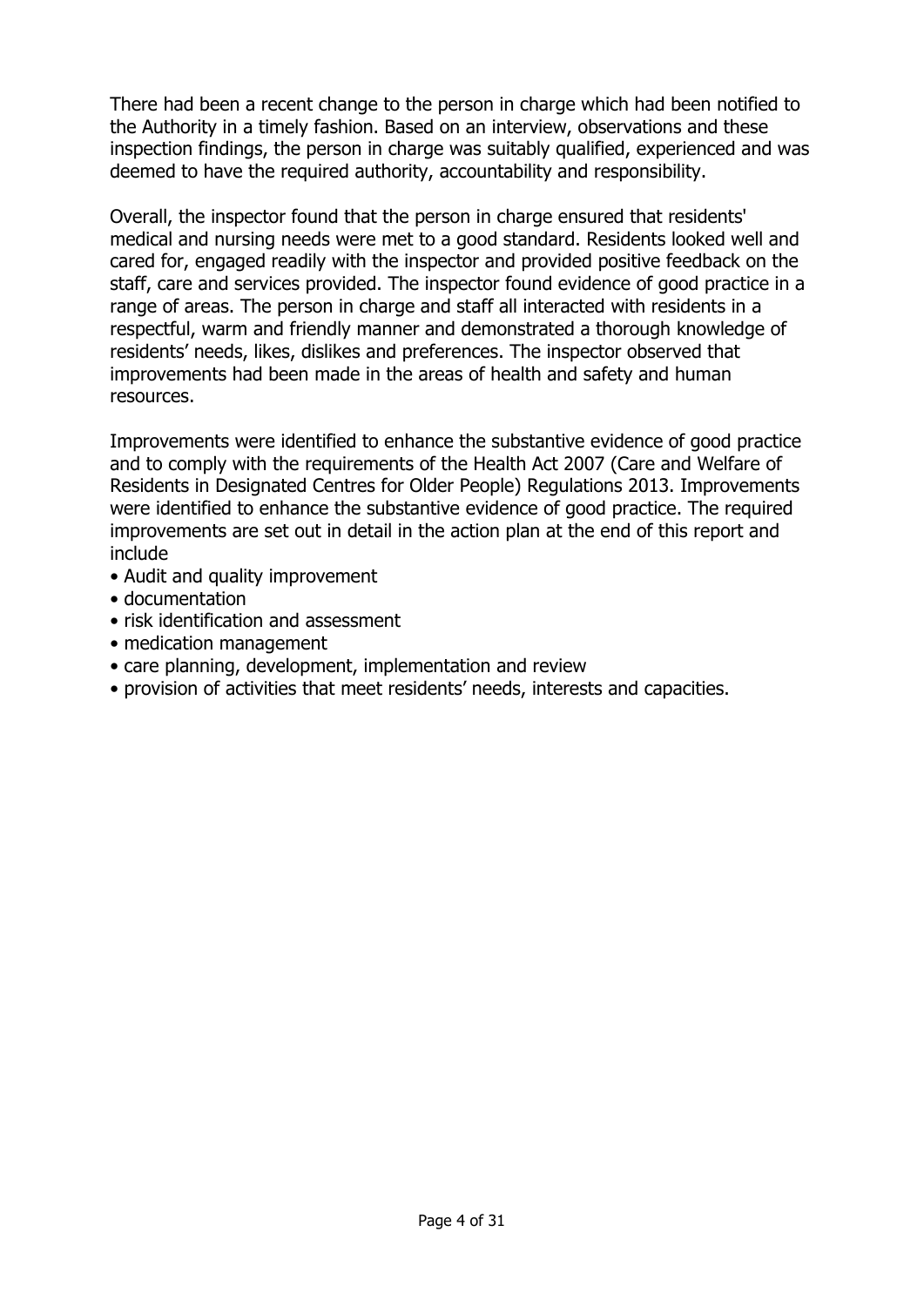There had been a recent change to the person in charge which had been notified to the Authority in a timely fashion. Based on an interview, observations and these inspection findings, the person in charge was suitably qualified, experienced and was deemed to have the required authority, accountability and responsibility.

Overall, the inspector found that the person in charge ensured that residents' medical and nursing needs were met to a good standard. Residents looked well and cared for, engaged readily with the inspector and provided positive feedback on the staff, care and services provided. The inspector found evidence of good practice in a range of areas. The person in charge and staff all interacted with residents in a respectful, warm and friendly manner and demonstrated a thorough knowledge of residents' needs, likes, dislikes and preferences. The inspector observed that improvements had been made in the areas of health and safety and human resources.

Improvements were identified to enhance the substantive evidence of good practice and to comply with the requirements of the Health Act 2007 (Care and Welfare of Residents in Designated Centres for Older People) Regulations 2013. Improvements were identified to enhance the substantive evidence of good practice. The required improvements are set out in detail in the action plan at the end of this report and include

- Audit and quality improvement
- documentation
- risk identification and assessment
- medication management
- care planning, development, implementation and review
- provision of activities that meet residents' needs, interests and capacities.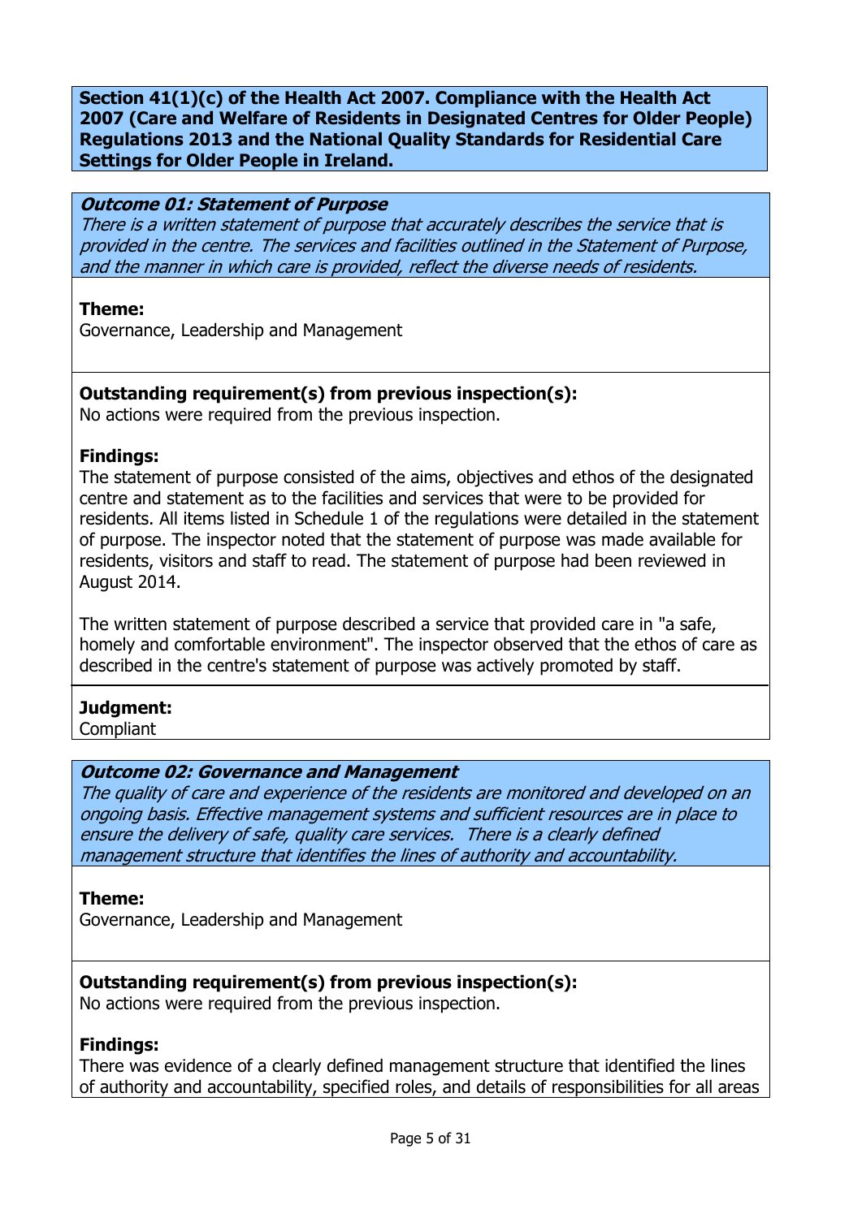**Section 41(1)(c) of the Health Act 2007. Compliance with the Health Act 2007 (Care and Welfare of Residents in Designated Centres for Older People) Regulations 2013 and the National Quality Standards for Residential Care Settings for Older People in Ireland.**

***Outcome 01: Statement of Purpose***
*There is a written statement of purpose that accurately describes the service that is provided in the centre. The services and facilities outlined in the Statement of Purpose, and the manner in which care is provided, reflect the diverse needs of residents.*

**Theme:**
Governance, Leadership and Management

**Outstanding requirement(s) from previous inspection(s):**
No actions were required from the previous inspection.

**Findings:**
The statement of purpose consisted of the aims, objectives and ethos of the designated centre and statement as to the facilities and services that were to be provided for residents. All items listed in Schedule 1 of the regulations were detailed in the statement of purpose. The inspector noted that the statement of purpose was made available for residents, visitors and staff to read. The statement of purpose had been reviewed in August 2014.

The written statement of purpose described a service that provided care in "a safe, homely and comfortable environment". The inspector observed that the ethos of care as described in the centre's statement of purpose was actively promoted by staff.

**Judgment:**
Compliant

***Outcome 02: Governance and Management***
*The quality of care and experience of the residents are monitored and developed on an ongoing basis. Effective management systems and sufficient resources are in place to ensure the delivery of safe, quality care services. There is a clearly defined management structure that identifies the lines of authority and accountability.*

**Theme:**
Governance, Leadership and Management

**Outstanding requirement(s) from previous inspection(s):**
No actions were required from the previous inspection.

**Findings:**
There was evidence of a clearly defined management structure that identified the lines of authority and accountability, specified roles, and details of responsibilities for all areas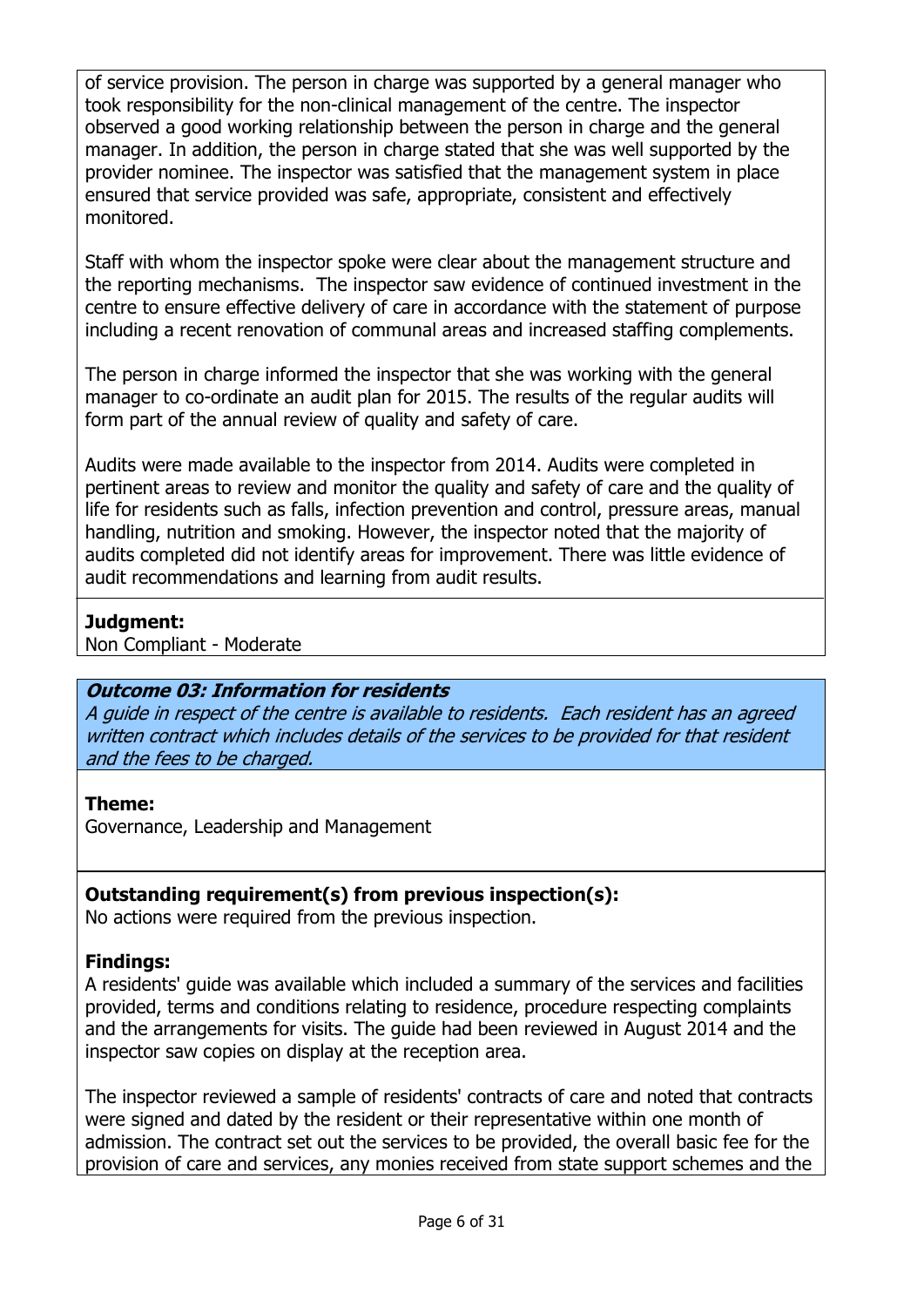of service provision. The person in charge was supported by a general manager who took responsibility for the non-clinical management of the centre. The inspector observed a good working relationship between the person in charge and the general manager. In addition, the person in charge stated that she was well supported by the provider nominee. The inspector was satisfied that the management system in place ensured that service provided was safe, appropriate, consistent and effectively monitored.

Staff with whom the inspector spoke were clear about the management structure and the reporting mechanisms. The inspector saw evidence of continued investment in the centre to ensure effective delivery of care in accordance with the statement of purpose including a recent renovation of communal areas and increased staffing complements.

The person in charge informed the inspector that she was working with the general manager to co-ordinate an audit plan for 2015. The results of the regular audits will form part of the annual review of quality and safety of care.

Audits were made available to the inspector from 2014. Audits were completed in pertinent areas to review and monitor the quality and safety of care and the quality of life for residents such as falls, infection prevention and control, pressure areas, manual handling, nutrition and smoking. However, the inspector noted that the majority of audits completed did not identify areas for improvement. There was little evidence of audit recommendations and learning from audit results.

**Judgment:**
Non Compliant - Moderate

### *Outcome 03: Information for residents*

*A guide in respect of the centre is available to residents. Each resident has an agreed written contract which includes details of the services to be provided for that resident and the fees to be charged.*

**Theme:**
Governance, Leadership and Management

**Outstanding requirement(s) from previous inspection(s):**
No actions were required from the previous inspection.

**Findings:**
A residents' guide was available which included a summary of the services and facilities provided, terms and conditions relating to residence, procedure respecting complaints and the arrangements for visits. The guide had been reviewed in August 2014 and the inspector saw copies on display at the reception area.

The inspector reviewed a sample of residents' contracts of care and noted that contracts were signed and dated by the resident or their representative within one month of admission. The contract set out the services to be provided, the overall basic fee for the provision of care and services, any monies received from state support schemes and the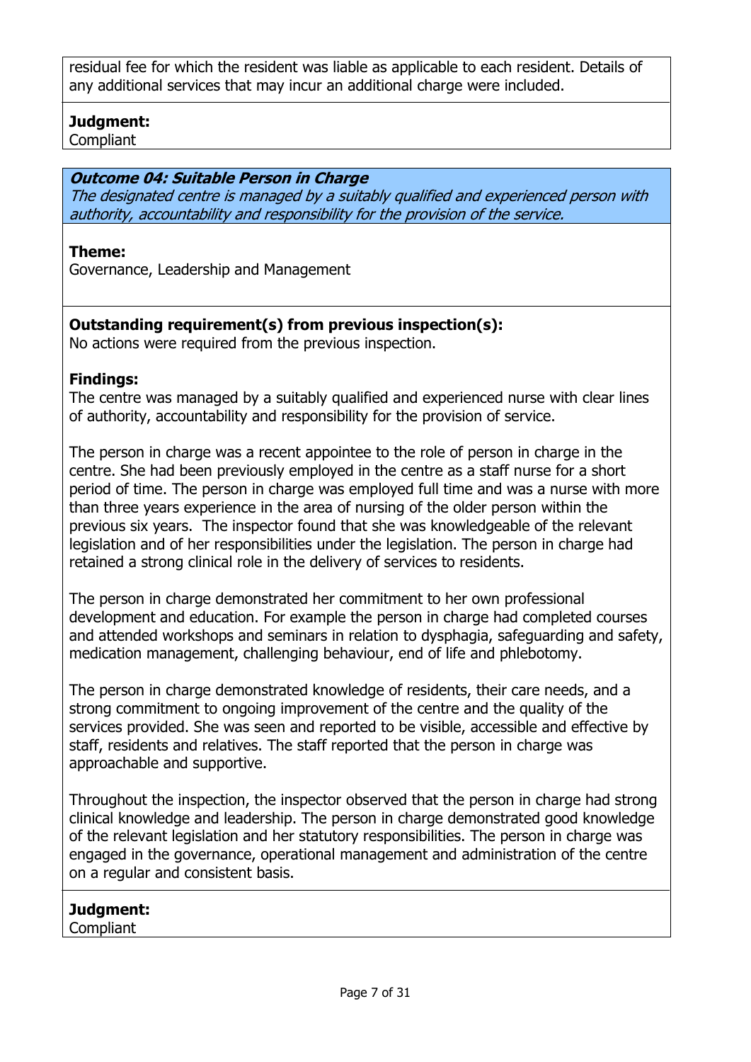residual fee for which the resident was liable as applicable to each resident. Details of any additional services that may incur an additional charge were included.

**Judgment:**
Compliant

***Outcome 04: Suitable Person in Charge***
*The designated centre is managed by a suitably qualified and experienced person with authority, accountability and responsibility for the provision of the service.*

**Theme:**
Governance, Leadership and Management

**Outstanding requirement(s) from previous inspection(s):**
No actions were required from the previous inspection.

**Findings:**
The centre was managed by a suitably qualified and experienced nurse with clear lines of authority, accountability and responsibility for the provision of service.

The person in charge was a recent appointee to the role of person in charge in the centre. She had been previously employed in the centre as a staff nurse for a short period of time. The person in charge was employed full time and was a nurse with more than three years experience in the area of nursing of the older person within the previous six years. The inspector found that she was knowledgeable of the relevant legislation and of her responsibilities under the legislation. The person in charge had retained a strong clinical role in the delivery of services to residents.

The person in charge demonstrated her commitment to her own professional development and education. For example the person in charge had completed courses and attended workshops and seminars in relation to dysphagia, safeguarding and safety, medication management, challenging behaviour, end of life and phlebotomy.

The person in charge demonstrated knowledge of residents, their care needs, and a strong commitment to ongoing improvement of the centre and the quality of the services provided. She was seen and reported to be visible, accessible and effective by staff, residents and relatives. The staff reported that the person in charge was approachable and supportive.

Throughout the inspection, the inspector observed that the person in charge had strong clinical knowledge and leadership. The person in charge demonstrated good knowledge of the relevant legislation and her statutory responsibilities. The person in charge was engaged in the governance, operational management and administration of the centre on a regular and consistent basis.

**Judgment:**
Compliant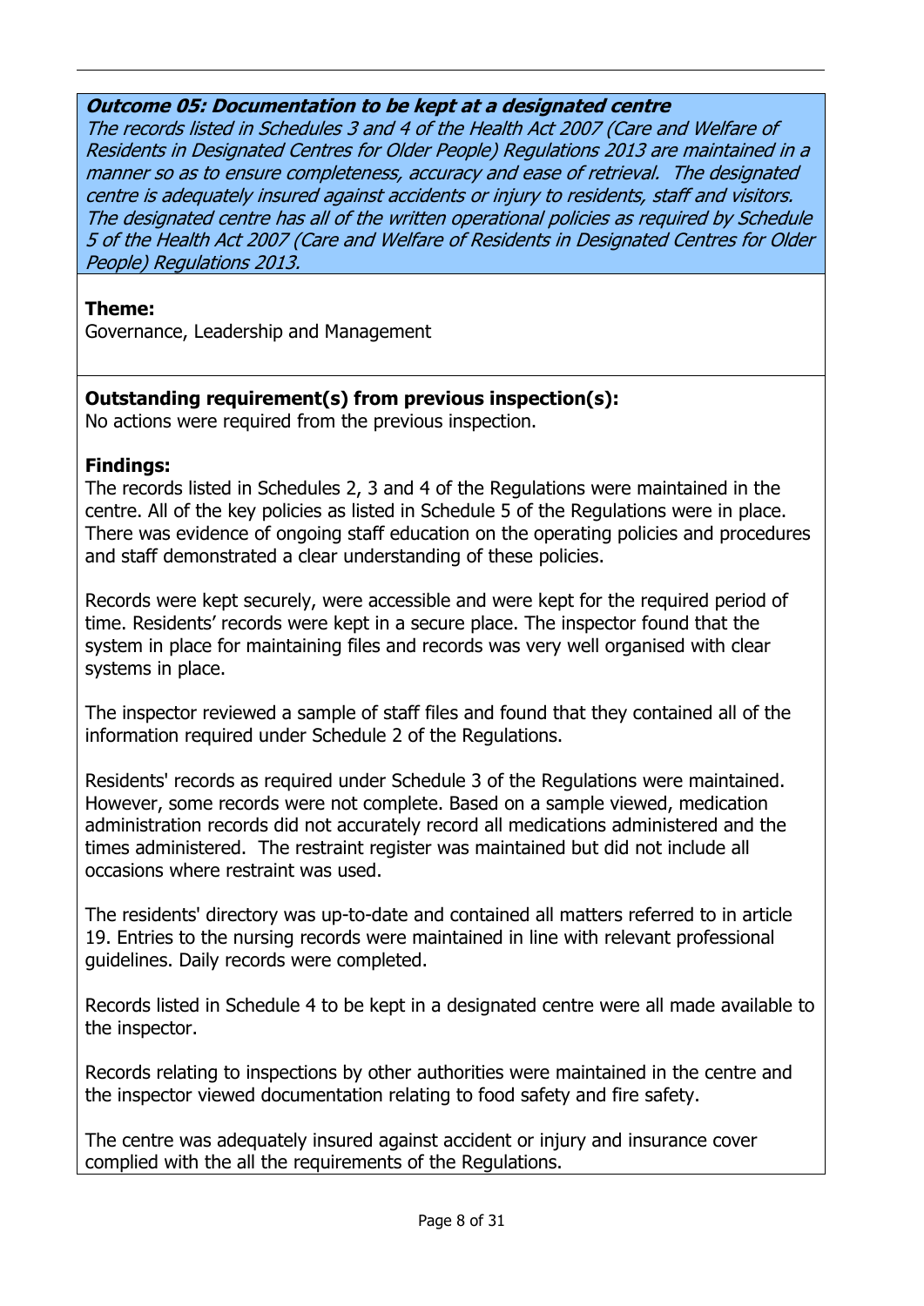***Outcome 05: Documentation to be kept at a designated centre***

*The records listed in Schedules 3 and 4 of the Health Act 2007 (Care and Welfare of Residents in Designated Centres for Older People) Regulations 2013 are maintained in a manner so as to ensure completeness, accuracy and ease of retrieval. The designated centre is adequately insured against accidents or injury to residents, staff and visitors. The designated centre has all of the written operational policies as required by Schedule 5 of the Health Act 2007 (Care and Welfare of Residents in Designated Centres for Older People) Regulations 2013.*

**Theme:**

Governance, Leadership and Management

**Outstanding requirement(s) from previous inspection(s):**

No actions were required from the previous inspection.

**Findings:**

The records listed in Schedules 2, 3 and 4 of the Regulations were maintained in the centre. All of the key policies as listed in Schedule 5 of the Regulations were in place. There was evidence of ongoing staff education on the operating policies and procedures and staff demonstrated a clear understanding of these policies.

Records were kept securely, were accessible and were kept for the required period of time. Residents' records were kept in a secure place. The inspector found that the system in place for maintaining files and records was very well organised with clear systems in place.

The inspector reviewed a sample of staff files and found that they contained all of the information required under Schedule 2 of the Regulations.

Residents' records as required under Schedule 3 of the Regulations were maintained. However, some records were not complete. Based on a sample viewed, medication administration records did not accurately record all medications administered and the times administered. The restraint register was maintained but did not include all occasions where restraint was used.

The residents' directory was up-to-date and contained all matters referred to in article 19. Entries to the nursing records were maintained in line with relevant professional guidelines. Daily records were completed.

Records listed in Schedule 4 to be kept in a designated centre were all made available to the inspector.

Records relating to inspections by other authorities were maintained in the centre and the inspector viewed documentation relating to food safety and fire safety.

The centre was adequately insured against accident or injury and insurance cover complied with the all the requirements of the Regulations.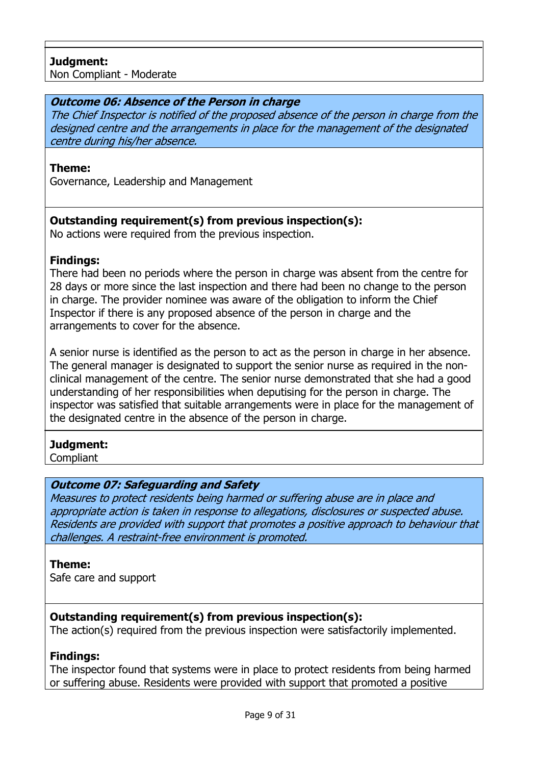**Judgment:**
Non Compliant - Moderate

### *Outcome 06: Absence of the Person in charge*

*The Chief Inspector is notified of the proposed absence of the person in charge from the designed centre and the arrangements in place for the management of the designated centre during his/her absence.*

**Theme:**
Governance, Leadership and Management

**Outstanding requirement(s) from previous inspection(s):**
No actions were required from the previous inspection.

**Findings:**
There had been no periods where the person in charge was absent from the centre for 28 days or more since the last inspection and there had been no change to the person in charge. The provider nominee was aware of the obligation to inform the Chief Inspector if there is any proposed absence of the person in charge and the arrangements to cover for the absence.

A senior nurse is identified as the person to act as the person in charge in her absence. The general manager is designated to support the senior nurse as required in the non-clinical management of the centre. The senior nurse demonstrated that she had a good understanding of her responsibilities when deputising for the person in charge. The inspector was satisfied that suitable arrangements were in place for the management of the designated centre in the absence of the person in charge.

**Judgment:**
Compliant

### *Outcome 07: Safeguarding and Safety*

*Measures to protect residents being harmed or suffering abuse are in place and appropriate action is taken in response to allegations, disclosures or suspected abuse. Residents are provided with support that promotes a positive approach to behaviour that challenges. A restraint-free environment is promoted.*

**Theme:**
Safe care and support

**Outstanding requirement(s) from previous inspection(s):**
The action(s) required from the previous inspection were satisfactorily implemented.

**Findings:**
The inspector found that systems were in place to protect residents from being harmed or suffering abuse. Residents were provided with support that promoted a positive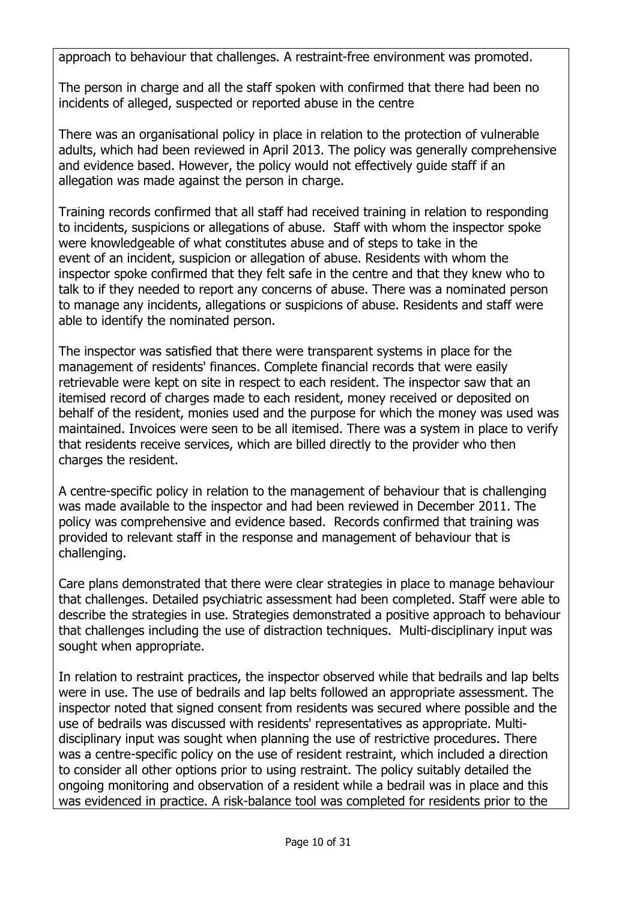approach to behaviour that challenges. A restraint-free environment was promoted.

The person in charge and all the staff spoken with confirmed that there had been no incidents of alleged, suspected or reported abuse in the centre

There was an organisational policy in place in relation to the protection of vulnerable adults, which had been reviewed in April 2013. The policy was generally comprehensive and evidence based. However, the policy would not effectively guide staff if an allegation was made against the person in charge.

Training records confirmed that all staff had received training in relation to responding to incidents, suspicions or allegations of abuse. Staff with whom the inspector spoke were knowledgeable of what constitutes abuse and of steps to take in the event of an incident, suspicion or allegation of abuse. Residents with whom the inspector spoke confirmed that they felt safe in the centre and that they knew who to talk to if they needed to report any concerns of abuse. There was a nominated person to manage any incidents, allegations or suspicions of abuse. Residents and staff were able to identify the nominated person.

The inspector was satisfied that there were transparent systems in place for the management of residents' finances. Complete financial records that were easily retrievable were kept on site in respect to each resident. The inspector saw that an itemised record of charges made to each resident, money received or deposited on behalf of the resident, monies used and the purpose for which the money was used was maintained. Invoices were seen to be all itemised. There was a system in place to verify that residents receive services, which are billed directly to the provider who then charges the resident.

A centre-specific policy in relation to the management of behaviour that is challenging was made available to the inspector and had been reviewed in December 2011. The policy was comprehensive and evidence based. Records confirmed that training was provided to relevant staff in the response and management of behaviour that is challenging.

Care plans demonstrated that there were clear strategies in place to manage behaviour that challenges. Detailed psychiatric assessment had been completed. Staff were able to describe the strategies in use. Strategies demonstrated a positive approach to behaviour that challenges including the use of distraction techniques. Multi-disciplinary input was sought when appropriate.

In relation to restraint practices, the inspector observed while that bedrails and lap belts were in use. The use of bedrails and lap belts followed an appropriate assessment. The inspector noted that signed consent from residents was secured where possible and the use of bedrails was discussed with residents' representatives as appropriate. Multi-disciplinary input was sought when planning the use of restrictive procedures. There was a centre-specific policy on the use of resident restraint, which included a direction to consider all other options prior to using restraint. The policy suitably detailed the ongoing monitoring and observation of a resident while a bedrail was in place and this was evidenced in practice. A risk-balance tool was completed for residents prior to the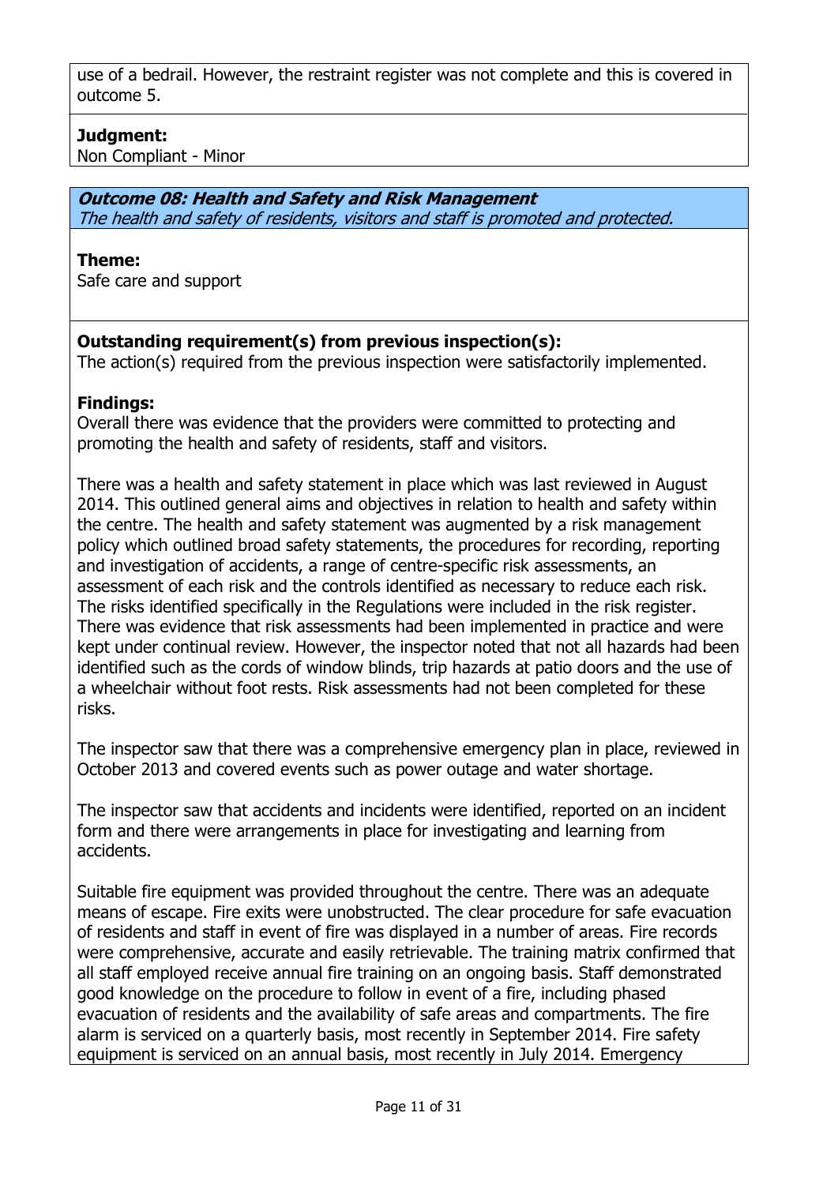use of a bedrail. However, the restraint register was not complete and this is covered in outcome 5.

**Judgment:**
Non Compliant - Minor

### *Outcome 08: Health and Safety and Risk Management*
*The health and safety of residents, visitors and staff is promoted and protected.*

**Theme:**
Safe care and support

**Outstanding requirement(s) from previous inspection(s):**
The action(s) required from the previous inspection were satisfactorily implemented.

**Findings:**
Overall there was evidence that the providers were committed to protecting and promoting the health and safety of residents, staff and visitors.

There was a health and safety statement in place which was last reviewed in August 2014. This outlined general aims and objectives in relation to health and safety within the centre. The health and safety statement was augmented by a risk management policy which outlined broad safety statements, the procedures for recording, reporting and investigation of accidents, a range of centre-specific risk assessments, an assessment of each risk and the controls identified as necessary to reduce each risk. The risks identified specifically in the Regulations were included in the risk register. There was evidence that risk assessments had been implemented in practice and were kept under continual review. However, the inspector noted that not all hazards had been identified such as the cords of window blinds, trip hazards at patio doors and the use of a wheelchair without foot rests. Risk assessments had not been completed for these risks.

The inspector saw that there was a comprehensive emergency plan in place, reviewed in October 2013 and covered events such as power outage and water shortage.

The inspector saw that accidents and incidents were identified, reported on an incident form and there were arrangements in place for investigating and learning from accidents.

Suitable fire equipment was provided throughout the centre. There was an adequate means of escape. Fire exits were unobstructed. The clear procedure for safe evacuation of residents and staff in event of fire was displayed in a number of areas. Fire records were comprehensive, accurate and easily retrievable. The training matrix confirmed that all staff employed receive annual fire training on an ongoing basis. Staff demonstrated good knowledge on the procedure to follow in event of a fire, including phased evacuation of residents and the availability of safe areas and compartments. The fire alarm is serviced on a quarterly basis, most recently in September 2014. Fire safety equipment is serviced on an annual basis, most recently in July 2014. Emergency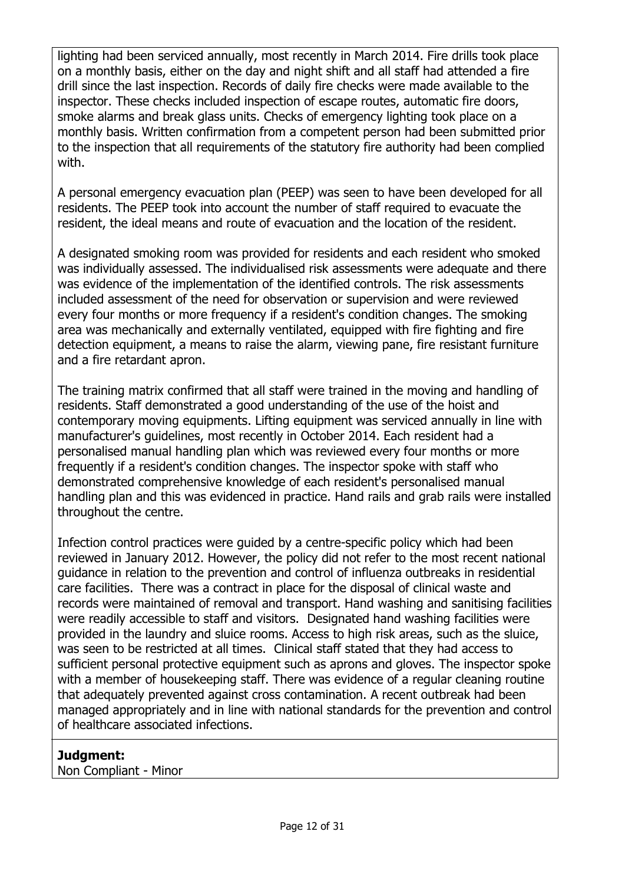lighting had been serviced annually, most recently in March 2014. Fire drills took place on a monthly basis, either on the day and night shift and all staff had attended a fire drill since the last inspection. Records of daily fire checks were made available to the inspector. These checks included inspection of escape routes, automatic fire doors, smoke alarms and break glass units. Checks of emergency lighting took place on a monthly basis. Written confirmation from a competent person had been submitted prior to the inspection that all requirements of the statutory fire authority had been complied with.

A personal emergency evacuation plan (PEEP) was seen to have been developed for all residents. The PEEP took into account the number of staff required to evacuate the resident, the ideal means and route of evacuation and the location of the resident.

A designated smoking room was provided for residents and each resident who smoked was individually assessed. The individualised risk assessments were adequate and there was evidence of the implementation of the identified controls. The risk assessments included assessment of the need for observation or supervision and were reviewed every four months or more frequency if a resident's condition changes. The smoking area was mechanically and externally ventilated, equipped with fire fighting and fire detection equipment, a means to raise the alarm, viewing pane, fire resistant furniture and a fire retardant apron.

The training matrix confirmed that all staff were trained in the moving and handling of residents. Staff demonstrated a good understanding of the use of the hoist and contemporary moving equipments. Lifting equipment was serviced annually in line with manufacturer's guidelines, most recently in October 2014. Each resident had a personalised manual handling plan which was reviewed every four months or more frequently if a resident's condition changes. The inspector spoke with staff who demonstrated comprehensive knowledge of each resident's personalised manual handling plan and this was evidenced in practice. Hand rails and grab rails were installed throughout the centre.

Infection control practices were guided by a centre-specific policy which had been reviewed in January 2012. However, the policy did not refer to the most recent national guidance in relation to the prevention and control of influenza outbreaks in residential care facilities. There was a contract in place for the disposal of clinical waste and records were maintained of removal and transport. Hand washing and sanitising facilities were readily accessible to staff and visitors. Designated hand washing facilities were provided in the laundry and sluice rooms. Access to high risk areas, such as the sluice, was seen to be restricted at all times. Clinical staff stated that they had access to sufficient personal protective equipment such as aprons and gloves. The inspector spoke with a member of housekeeping staff. There was evidence of a regular cleaning routine that adequately prevented against cross contamination. A recent outbreak had been managed appropriately and in line with national standards for the prevention and control of healthcare associated infections.

**Judgment:**
Non Compliant - Minor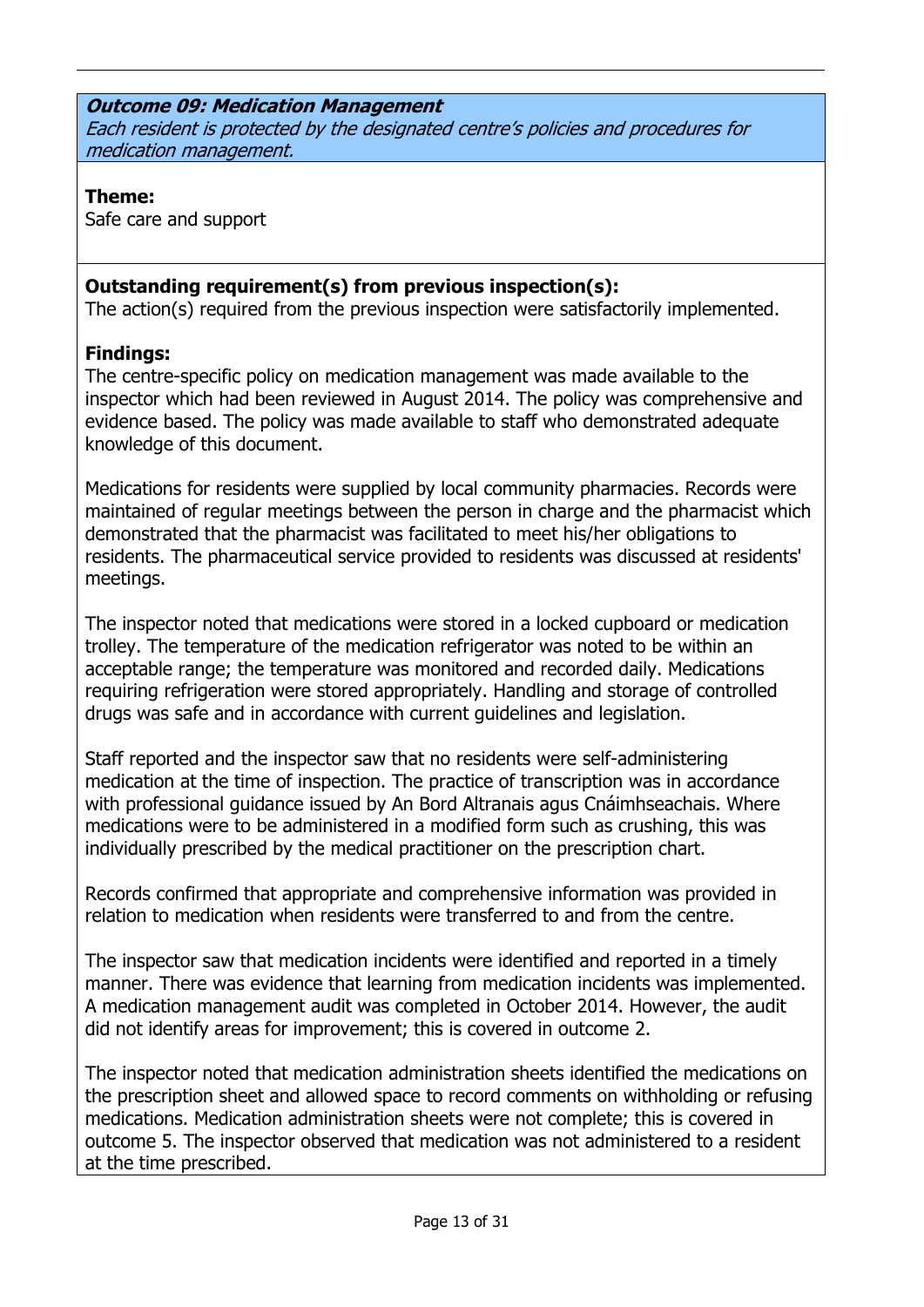**_Outcome 09: Medication Management_**
_Each resident is protected by the designated centre's policies and procedures for medication management._

**Theme:**
Safe care and support

**Outstanding requirement(s) from previous inspection(s):**
The action(s) required from the previous inspection were satisfactorily implemented.

**Findings:**
The centre-specific policy on medication management was made available to the inspector which had been reviewed in August 2014. The policy was comprehensive and evidence based. The policy was made available to staff who demonstrated adequate knowledge of this document.

Medications for residents were supplied by local community pharmacies. Records were maintained of regular meetings between the person in charge and the pharmacist which demonstrated that the pharmacist was facilitated to meet his/her obligations to residents. The pharmaceutical service provided to residents was discussed at residents' meetings.

The inspector noted that medications were stored in a locked cupboard or medication trolley. The temperature of the medication refrigerator was noted to be within an acceptable range; the temperature was monitored and recorded daily. Medications requiring refrigeration were stored appropriately. Handling and storage of controlled drugs was safe and in accordance with current guidelines and legislation.

Staff reported and the inspector saw that no residents were self-administering medication at the time of inspection. The practice of transcription was in accordance with professional guidance issued by An Bord Altranais agus Cnáimhseachais. Where medications were to be administered in a modified form such as crushing, this was individually prescribed by the medical practitioner on the prescription chart.

Records confirmed that appropriate and comprehensive information was provided in relation to medication when residents were transferred to and from the centre.

The inspector saw that medication incidents were identified and reported in a timely manner. There was evidence that learning from medication incidents was implemented. A medication management audit was completed in October 2014. However, the audit did not identify areas for improvement; this is covered in outcome 2.

The inspector noted that medication administration sheets identified the medications on the prescription sheet and allowed space to record comments on withholding or refusing medications. Medication administration sheets were not complete; this is covered in outcome 5. The inspector observed that medication was not administered to a resident at the time prescribed.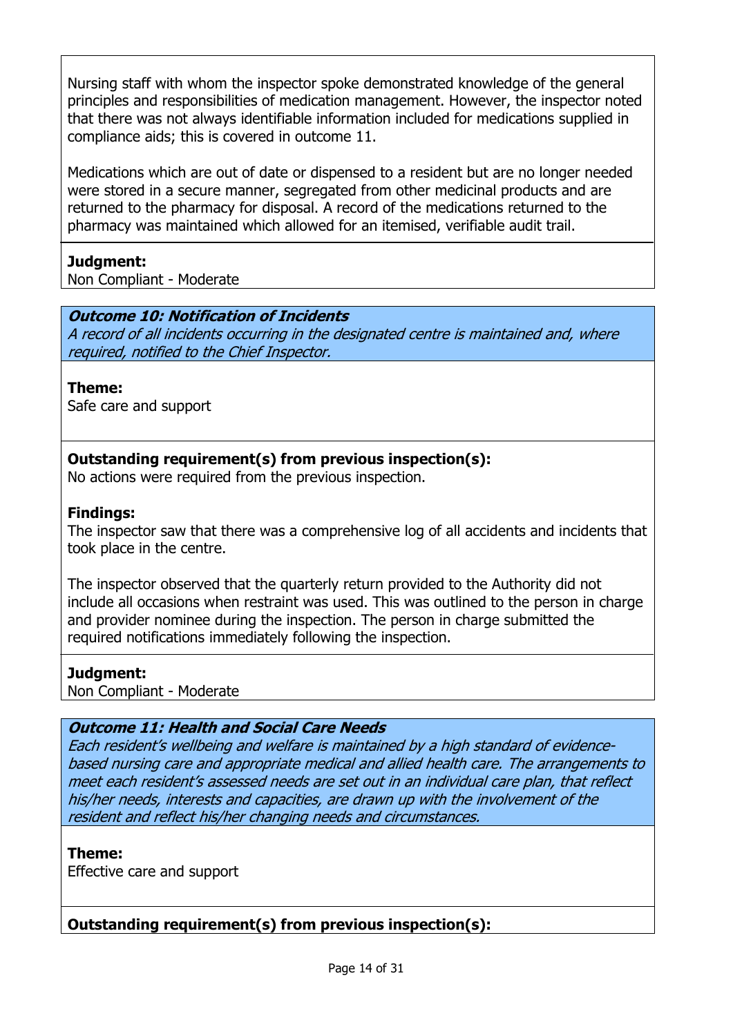Nursing staff with whom the inspector spoke demonstrated knowledge of the general principles and responsibilities of medication management. However, the inspector noted that there was not always identifiable information included for medications supplied in compliance aids; this is covered in outcome 11.

Medications which are out of date or dispensed to a resident but are no longer needed were stored in a secure manner, segregated from other medicinal products and are returned to the pharmacy for disposal. A record of the medications returned to the pharmacy was maintained which allowed for an itemised, verifiable audit trail.

**Judgment:**
Non Compliant - Moderate

### *Outcome 10: Notification of Incidents*

*A record of all incidents occurring in the designated centre is maintained and, where required, notified to the Chief Inspector.*

**Theme:**
Safe care and support

**Outstanding requirement(s) from previous inspection(s):**
No actions were required from the previous inspection.

**Findings:**
The inspector saw that there was a comprehensive log of all accidents and incidents that took place in the centre.

The inspector observed that the quarterly return provided to the Authority did not include all occasions when restraint was used. This was outlined to the person in charge and provider nominee during the inspection. The person in charge submitted the required notifications immediately following the inspection.

**Judgment:**
Non Compliant - Moderate

### *Outcome 11: Health and Social Care Needs*

*Each resident's wellbeing and welfare is maintained by a high standard of evidence-based nursing care and appropriate medical and allied health care. The arrangements to meet each resident's assessed needs are set out in an individual care plan, that reflect his/her needs, interests and capacities, are drawn up with the involvement of the resident and reflect his/her changing needs and circumstances.*

**Theme:**
Effective care and support

**Outstanding requirement(s) from previous inspection(s):**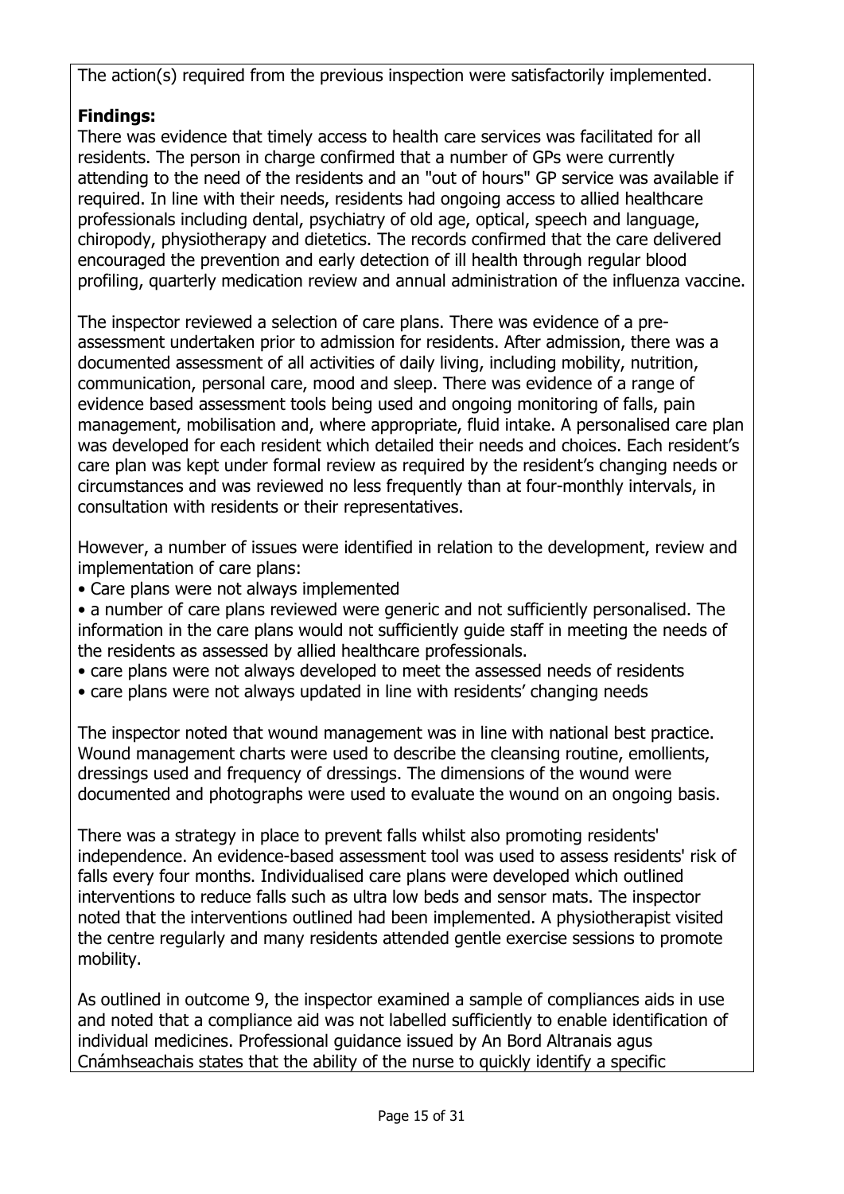The action(s) required from the previous inspection were satisfactorily implemented.

**Findings:**
There was evidence that timely access to health care services was facilitated for all residents. The person in charge confirmed that a number of GPs were currently attending to the need of the residents and an "out of hours" GP service was available if required. In line with their needs, residents had ongoing access to allied healthcare professionals including dental, psychiatry of old age, optical, speech and language, chiropody, physiotherapy and dietetics. The records confirmed that the care delivered encouraged the prevention and early detection of ill health through regular blood profiling, quarterly medication review and annual administration of the influenza vaccine.

The inspector reviewed a selection of care plans. There was evidence of a pre-assessment undertaken prior to admission for residents. After admission, there was a documented assessment of all activities of daily living, including mobility, nutrition, communication, personal care, mood and sleep. There was evidence of a range of evidence based assessment tools being used and ongoing monitoring of falls, pain management, mobilisation and, where appropriate, fluid intake. A personalised care plan was developed for each resident which detailed their needs and choices. Each resident's care plan was kept under formal review as required by the resident's changing needs or circumstances and was reviewed no less frequently than at four-monthly intervals, in consultation with residents or their representatives.

However, a number of issues were identified in relation to the development, review and implementation of care plans:

- Care plans were not always implemented
- a number of care plans reviewed were generic and not sufficiently personalised. The information in the care plans would not sufficiently guide staff in meeting the needs of the residents as assessed by allied healthcare professionals.
- care plans were not always developed to meet the assessed needs of residents
- care plans were not always updated in line with residents' changing needs

The inspector noted that wound management was in line with national best practice. Wound management charts were used to describe the cleansing routine, emollients, dressings used and frequency of dressings. The dimensions of the wound were documented and photographs were used to evaluate the wound on an ongoing basis.

There was a strategy in place to prevent falls whilst also promoting residents' independence. An evidence-based assessment tool was used to assess residents' risk of falls every four months. Individualised care plans were developed which outlined interventions to reduce falls such as ultra low beds and sensor mats. The inspector noted that the interventions outlined had been implemented. A physiotherapist visited the centre regularly and many residents attended gentle exercise sessions to promote mobility.

As outlined in outcome 9, the inspector examined a sample of compliances aids in use and noted that a compliance aid was not labelled sufficiently to enable identification of individual medicines. Professional guidance issued by An Bord Altranais agus Cnámhseachais states that the ability of the nurse to quickly identify a specific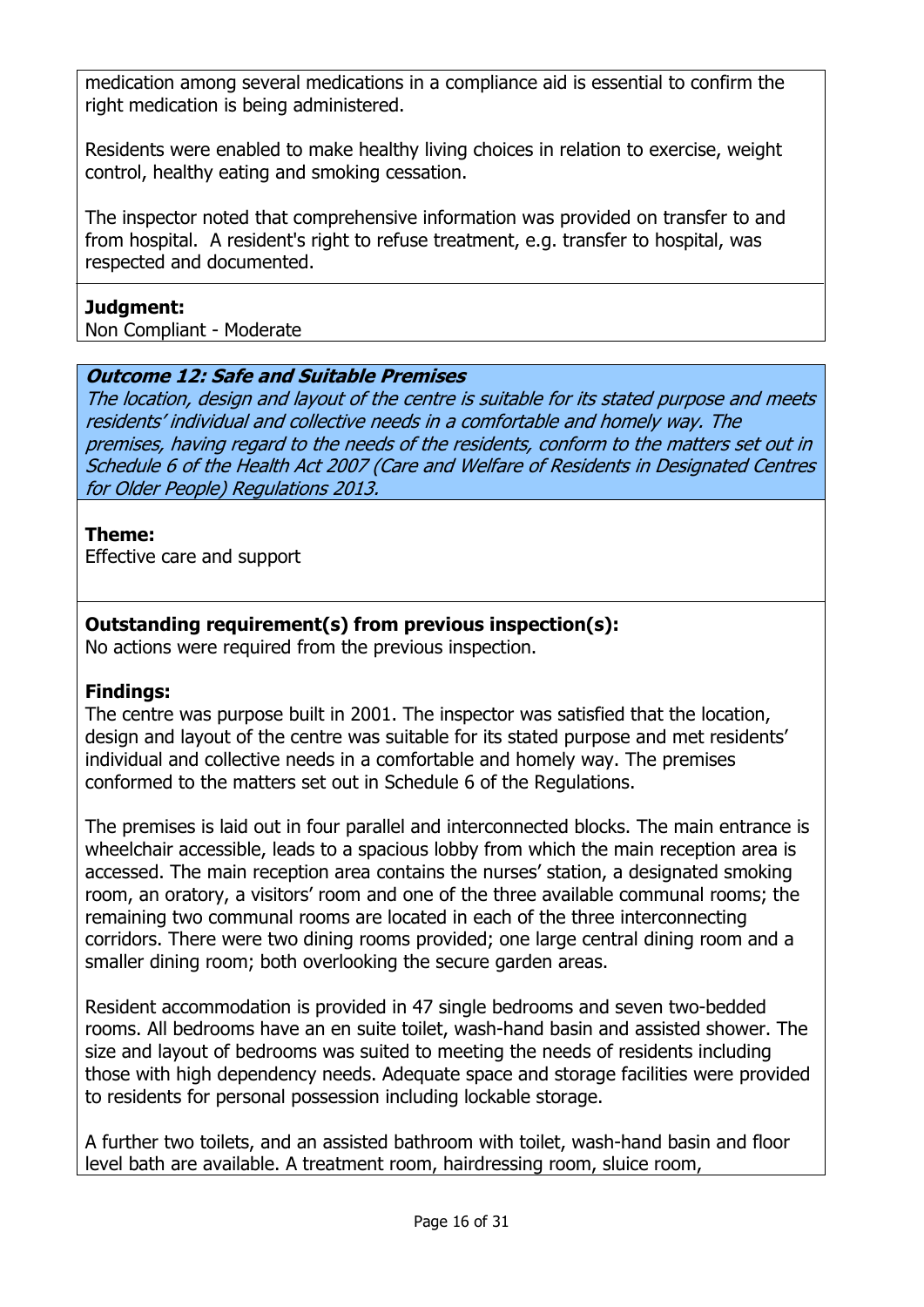medication among several medications in a compliance aid is essential to confirm the right medication is being administered.

Residents were enabled to make healthy living choices in relation to exercise, weight control, healthy eating and smoking cessation.

The inspector noted that comprehensive information was provided on transfer to and from hospital. A resident's right to refuse treatment, e.g. transfer to hospital, was respected and documented.

**Judgment:**
Non Compliant - Moderate

### *Outcome 12: Safe and Suitable Premises*

*The location, design and layout of the centre is suitable for its stated purpose and meets residents' individual and collective needs in a comfortable and homely way. The premises, having regard to the needs of the residents, conform to the matters set out in Schedule 6 of the Health Act 2007 (Care and Welfare of Residents in Designated Centres for Older People) Regulations 2013.*

**Theme:**
Effective care and support

**Outstanding requirement(s) from previous inspection(s):**
No actions were required from the previous inspection.

**Findings:**
The centre was purpose built in 2001. The inspector was satisfied that the location, design and layout of the centre was suitable for its stated purpose and met residents' individual and collective needs in a comfortable and homely way. The premises conformed to the matters set out in Schedule 6 of the Regulations.

The premises is laid out in four parallel and interconnected blocks. The main entrance is wheelchair accessible, leads to a spacious lobby from which the main reception area is accessed. The main reception area contains the nurses' station, a designated smoking room, an oratory, a visitors' room and one of the three available communal rooms; the remaining two communal rooms are located in each of the three interconnecting corridors. There were two dining rooms provided; one large central dining room and a smaller dining room; both overlooking the secure garden areas.

Resident accommodation is provided in 47 single bedrooms and seven two-bedded rooms. All bedrooms have an en suite toilet, wash-hand basin and assisted shower. The size and layout of bedrooms was suited to meeting the needs of residents including those with high dependency needs. Adequate space and storage facilities were provided to residents for personal possession including lockable storage.

A further two toilets, and an assisted bathroom with toilet, wash-hand basin and floor level bath are available. A treatment room, hairdressing room, sluice room,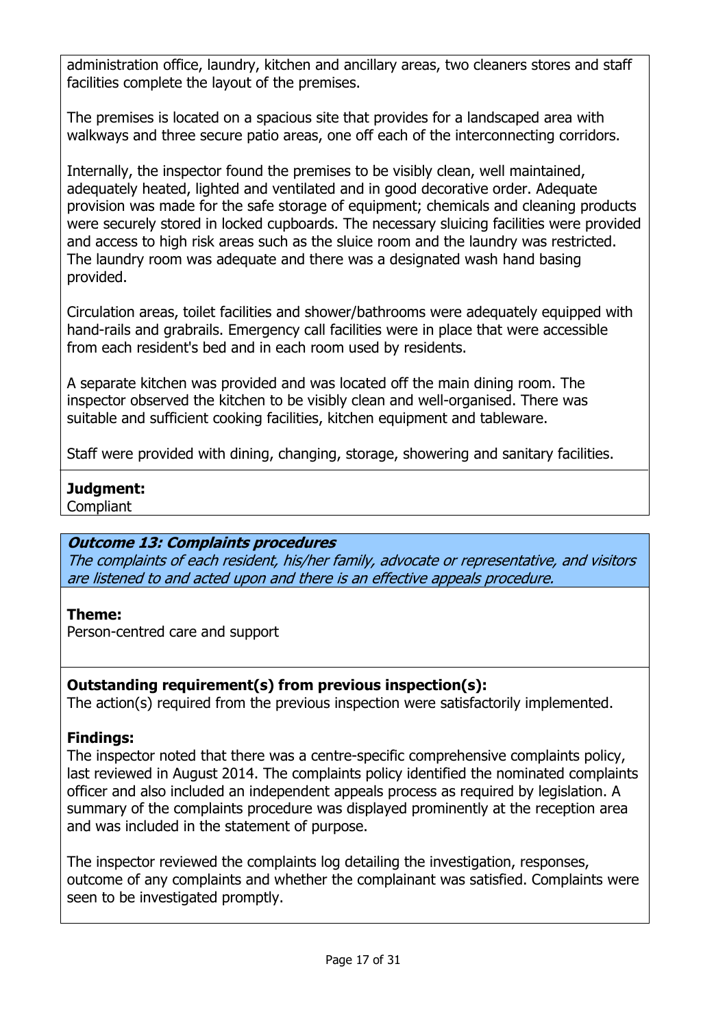administration office, laundry, kitchen and ancillary areas, two cleaners stores and staff facilities complete the layout of the premises.

The premises is located on a spacious site that provides for a landscaped area with walkways and three secure patio areas, one off each of the interconnecting corridors.

Internally, the inspector found the premises to be visibly clean, well maintained, adequately heated, lighted and ventilated and in good decorative order. Adequate provision was made for the safe storage of equipment; chemicals and cleaning products were securely stored in locked cupboards. The necessary sluicing facilities were provided and access to high risk areas such as the sluice room and the laundry was restricted. The laundry room was adequate and there was a designated wash hand basing provided.

Circulation areas, toilet facilities and shower/bathrooms were adequately equipped with hand-rails and grabrails. Emergency call facilities were in place that were accessible from each resident's bed and in each room used by residents.

A separate kitchen was provided and was located off the main dining room. The inspector observed the kitchen to be visibly clean and well-organised. There was suitable and sufficient cooking facilities, kitchen equipment and tableware.

Staff were provided with dining, changing, storage, showering and sanitary facilities.

**Judgment:**
Compliant

## *Outcome 13: Complaints procedures*

*The complaints of each resident, his/her family, advocate or representative, and visitors are listened to and acted upon and there is an effective appeals procedure.*

**Theme:**
Person-centred care and support

**Outstanding requirement(s) from previous inspection(s):**
The action(s) required from the previous inspection were satisfactorily implemented.

**Findings:**
The inspector noted that there was a centre-specific comprehensive complaints policy, last reviewed in August 2014. The complaints policy identified the nominated complaints officer and also included an independent appeals process as required by legislation. A summary of the complaints procedure was displayed prominently at the reception area and was included in the statement of purpose.

The inspector reviewed the complaints log detailing the investigation, responses, outcome of any complaints and whether the complainant was satisfied. Complaints were seen to be investigated promptly.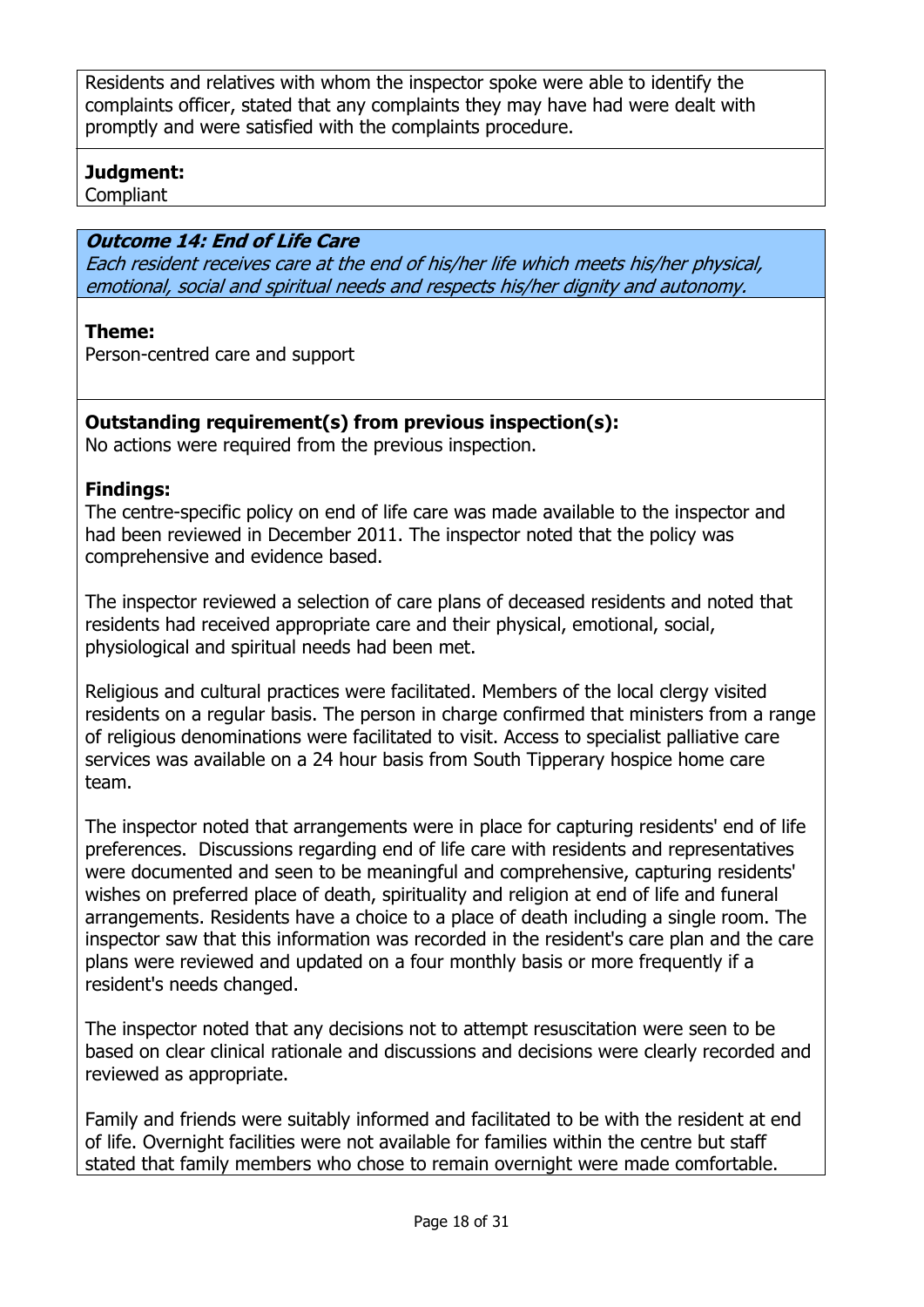Residents and relatives with whom the inspector spoke were able to identify the complaints officer, stated that any complaints they may have had were dealt with promptly and were satisfied with the complaints procedure.

**Judgment:**
Compliant

***Outcome 14: End of Life Care***
*Each resident receives care at the end of his/her life which meets his/her physical, emotional, social and spiritual needs and respects his/her dignity and autonomy.*

**Theme:**
Person-centred care and support

**Outstanding requirement(s) from previous inspection(s):**
No actions were required from the previous inspection.

**Findings:**
The centre-specific policy on end of life care was made available to the inspector and had been reviewed in December 2011. The inspector noted that the policy was comprehensive and evidence based.

The inspector reviewed a selection of care plans of deceased residents and noted that residents had received appropriate care and their physical, emotional, social, physiological and spiritual needs had been met.

Religious and cultural practices were facilitated. Members of the local clergy visited residents on a regular basis. The person in charge confirmed that ministers from a range of religious denominations were facilitated to visit. Access to specialist palliative care services was available on a 24 hour basis from South Tipperary hospice home care team.

The inspector noted that arrangements were in place for capturing residents' end of life preferences. Discussions regarding end of life care with residents and representatives were documented and seen to be meaningful and comprehensive, capturing residents' wishes on preferred place of death, spirituality and religion at end of life and funeral arrangements. Residents have a choice to a place of death including a single room. The inspector saw that this information was recorded in the resident's care plan and the care plans were reviewed and updated on a four monthly basis or more frequently if a resident's needs changed.

The inspector noted that any decisions not to attempt resuscitation were seen to be based on clear clinical rationale and discussions and decisions were clearly recorded and reviewed as appropriate.

Family and friends were suitably informed and facilitated to be with the resident at end of life. Overnight facilities were not available for families within the centre but staff stated that family members who chose to remain overnight were made comfortable.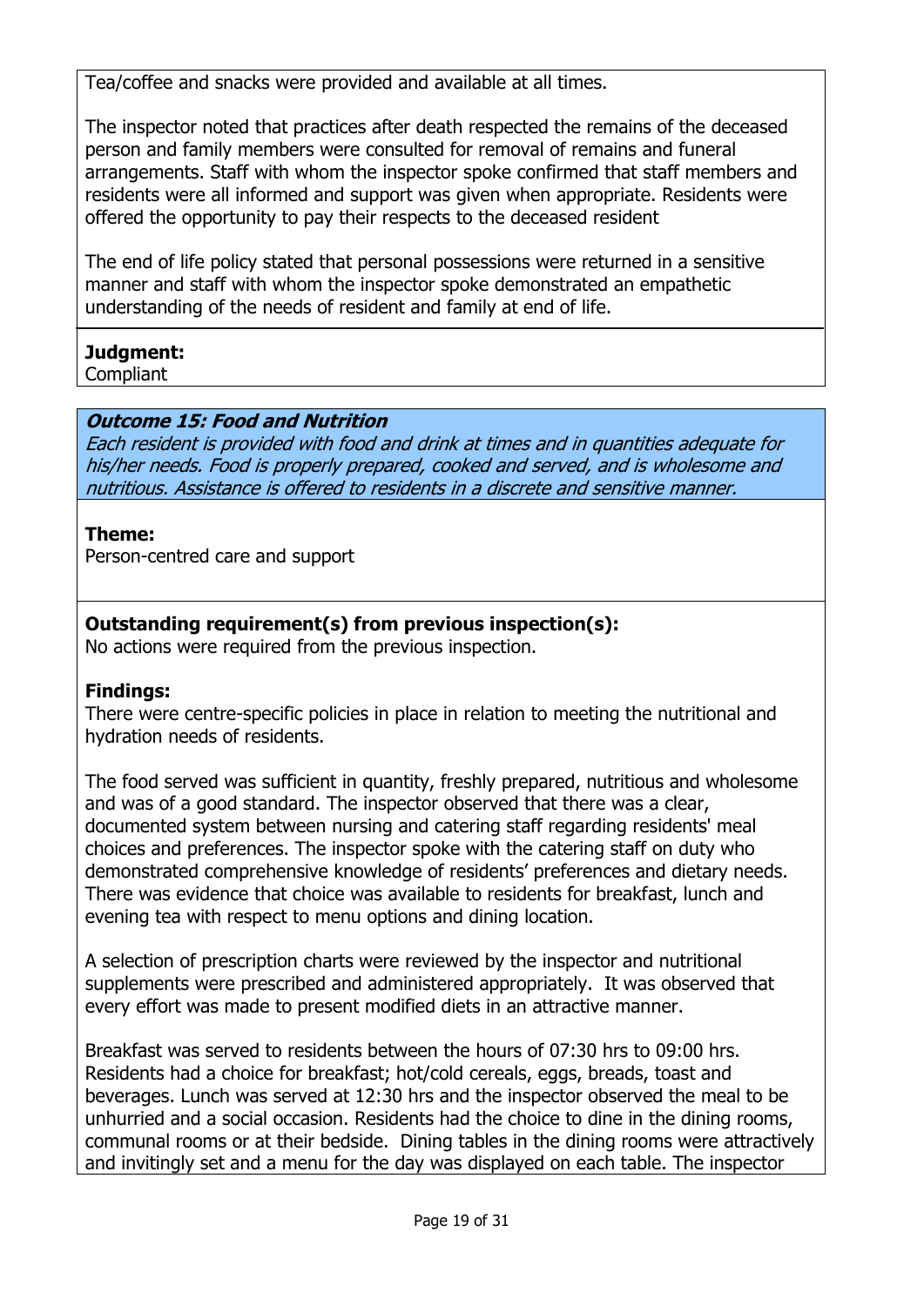Tea/coffee and snacks were provided and available at all times.

The inspector noted that practices after death respected the remains of the deceased person and family members were consulted for removal of remains and funeral arrangements. Staff with whom the inspector spoke confirmed that staff members and residents were all informed and support was given when appropriate. Residents were offered the opportunity to pay their respects to the deceased resident

The end of life policy stated that personal possessions were returned in a sensitive manner and staff with whom the inspector spoke demonstrated an empathetic understanding of the needs of resident and family at end of life.

**Judgment:**
Compliant

***Outcome 15: Food and Nutrition***
*Each resident is provided with food and drink at times and in quantities adequate for his/her needs. Food is properly prepared, cooked and served, and is wholesome and nutritious. Assistance is offered to residents in a discrete and sensitive manner.*

**Theme:**
Person-centred care and support

**Outstanding requirement(s) from previous inspection(s):**
No actions were required from the previous inspection.

**Findings:**
There were centre-specific policies in place in relation to meeting the nutritional and hydration needs of residents.

The food served was sufficient in quantity, freshly prepared, nutritious and wholesome and was of a good standard. The inspector observed that there was a clear, documented system between nursing and catering staff regarding residents' meal choices and preferences. The inspector spoke with the catering staff on duty who demonstrated comprehensive knowledge of residents' preferences and dietary needs. There was evidence that choice was available to residents for breakfast, lunch and evening tea with respect to menu options and dining location.

A selection of prescription charts were reviewed by the inspector and nutritional supplements were prescribed and administered appropriately. It was observed that every effort was made to present modified diets in an attractive manner.

Breakfast was served to residents between the hours of 07:30 hrs to 09:00 hrs. Residents had a choice for breakfast; hot/cold cereals, eggs, breads, toast and beverages. Lunch was served at 12:30 hrs and the inspector observed the meal to be unhurried and a social occasion. Residents had the choice to dine in the dining rooms, communal rooms or at their bedside. Dining tables in the dining rooms were attractively and invitingly set and a menu for the day was displayed on each table. The inspector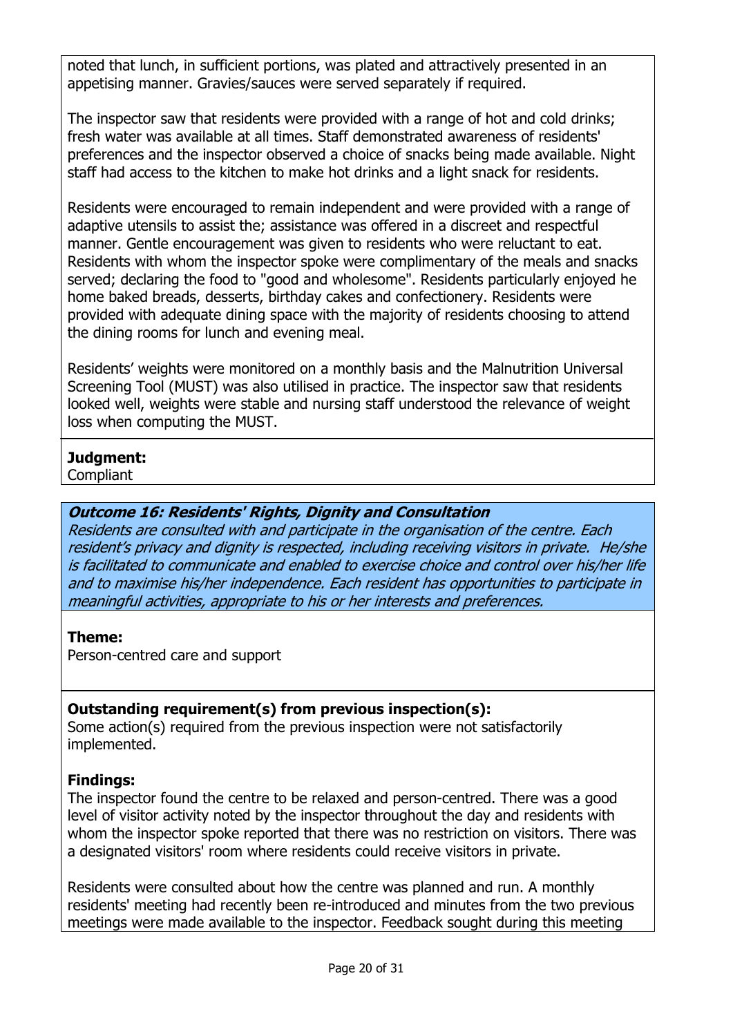noted that lunch, in sufficient portions, was plated and attractively presented in an appetising manner. Gravies/sauces were served separately if required.

The inspector saw that residents were provided with a range of hot and cold drinks; fresh water was available at all times. Staff demonstrated awareness of residents' preferences and the inspector observed a choice of snacks being made available. Night staff had access to the kitchen to make hot drinks and a light snack for residents.

Residents were encouraged to remain independent and were provided with a range of adaptive utensils to assist the; assistance was offered in a discreet and respectful manner. Gentle encouragement was given to residents who were reluctant to eat. Residents with whom the inspector spoke were complimentary of the meals and snacks served; declaring the food to "good and wholesome". Residents particularly enjoyed he home baked breads, desserts, birthday cakes and confectionery. Residents were provided with adequate dining space with the majority of residents choosing to attend the dining rooms for lunch and evening meal.

Residents' weights were monitored on a monthly basis and the Malnutrition Universal Screening Tool (MUST) was also utilised in practice. The inspector saw that residents looked well, weights were stable and nursing staff understood the relevance of weight loss when computing the MUST.

**Judgment:**
Compliant

***Outcome 16: Residents' Rights, Dignity and Consultation***
*Residents are consulted with and participate in the organisation of the centre. Each resident's privacy and dignity is respected, including receiving visitors in private. He/she is facilitated to communicate and enabled to exercise choice and control over his/her life and to maximise his/her independence. Each resident has opportunities to participate in meaningful activities, appropriate to his or her interests and preferences.*

**Theme:**
Person-centred care and support

**Outstanding requirement(s) from previous inspection(s):**
Some action(s) required from the previous inspection were not satisfactorily implemented.

**Findings:**
The inspector found the centre to be relaxed and person-centred. There was a good level of visitor activity noted by the inspector throughout the day and residents with whom the inspector spoke reported that there was no restriction on visitors. There was a designated visitors' room where residents could receive visitors in private.

Residents were consulted about how the centre was planned and run. A monthly residents' meeting had recently been re-introduced and minutes from the two previous meetings were made available to the inspector. Feedback sought during this meeting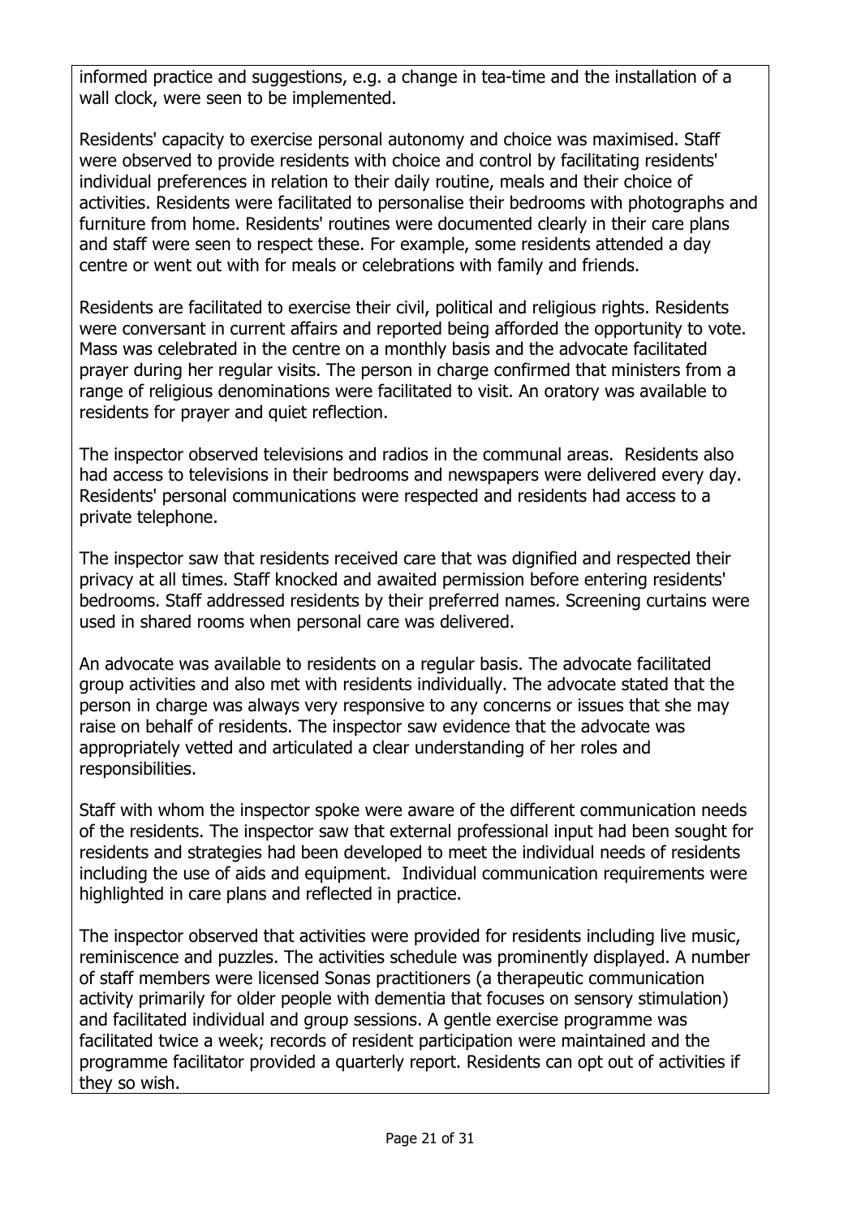informed practice and suggestions, e.g. a change in tea-time and the installation of a wall clock, were seen to be implemented.

Residents' capacity to exercise personal autonomy and choice was maximised. Staff were observed to provide residents with choice and control by facilitating residents' individual preferences in relation to their daily routine, meals and their choice of activities. Residents were facilitated to personalise their bedrooms with photographs and furniture from home. Residents' routines were documented clearly in their care plans and staff were seen to respect these. For example, some residents attended a day centre or went out with for meals or celebrations with family and friends.

Residents are facilitated to exercise their civil, political and religious rights. Residents were conversant in current affairs and reported being afforded the opportunity to vote. Mass was celebrated in the centre on a monthly basis and the advocate facilitated prayer during her regular visits. The person in charge confirmed that ministers from a range of religious denominations were facilitated to visit. An oratory was available to residents for prayer and quiet reflection.

The inspector observed televisions and radios in the communal areas. Residents also had access to televisions in their bedrooms and newspapers were delivered every day. Residents' personal communications were respected and residents had access to a private telephone.

The inspector saw that residents received care that was dignified and respected their privacy at all times. Staff knocked and awaited permission before entering residents' bedrooms. Staff addressed residents by their preferred names. Screening curtains were used in shared rooms when personal care was delivered.

An advocate was available to residents on a regular basis. The advocate facilitated group activities and also met with residents individually. The advocate stated that the person in charge was always very responsive to any concerns or issues that she may raise on behalf of residents. The inspector saw evidence that the advocate was appropriately vetted and articulated a clear understanding of her roles and responsibilities.

Staff with whom the inspector spoke were aware of the different communication needs of the residents. The inspector saw that external professional input had been sought for residents and strategies had been developed to meet the individual needs of residents including the use of aids and equipment. Individual communication requirements were highlighted in care plans and reflected in practice.

The inspector observed that activities were provided for residents including live music, reminiscence and puzzles. The activities schedule was prominently displayed. A number of staff members were licensed Sonas practitioners (a therapeutic communication activity primarily for older people with dementia that focuses on sensory stimulation) and facilitated individual and group sessions. A gentle exercise programme was facilitated twice a week; records of resident participation were maintained and the programme facilitator provided a quarterly report. Residents can opt out of activities if they so wish.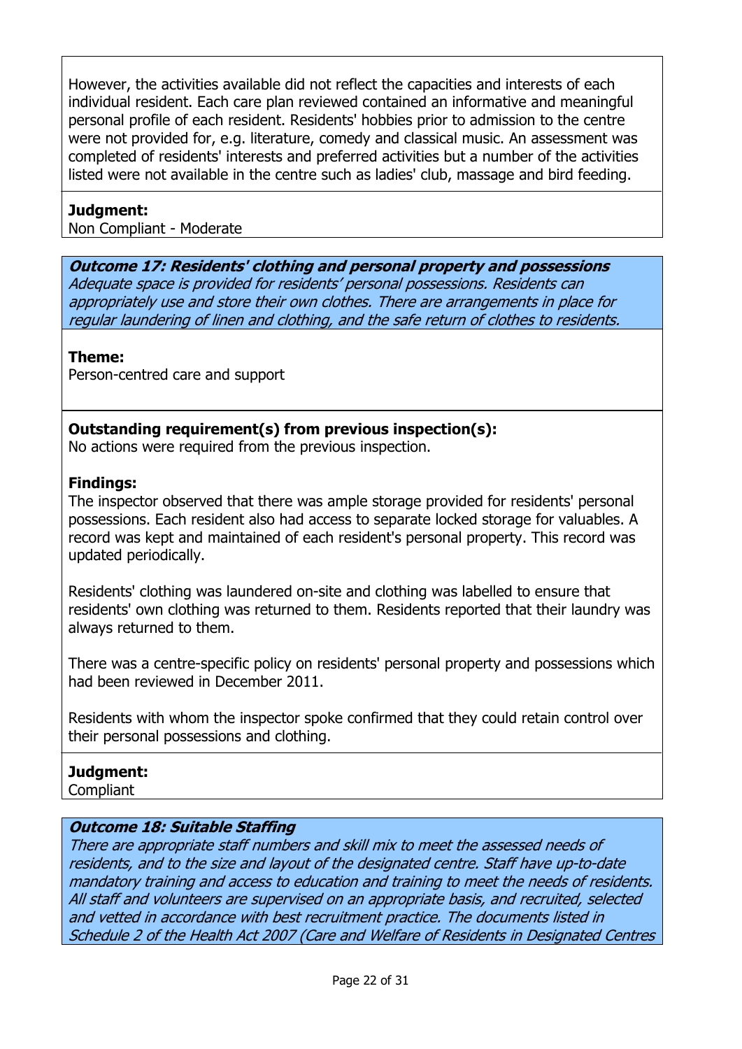However, the activities available did not reflect the capacities and interests of each individual resident. Each care plan reviewed contained an informative and meaningful personal profile of each resident. Residents' hobbies prior to admission to the centre were not provided for, e.g. literature, comedy and classical music. An assessment was completed of residents' interests and preferred activities but a number of the activities listed were not available in the centre such as ladies' club, massage and bird feeding.

**Judgment:**
Non Compliant - Moderate

***Outcome 17: Residents' clothing and personal property and possessions***
*Adequate space is provided for residents' personal possessions. Residents can appropriately use and store their own clothes. There are arrangements in place for regular laundering of linen and clothing, and the safe return of clothes to residents.*

**Theme:**
Person-centred care and support

**Outstanding requirement(s) from previous inspection(s):**
No actions were required from the previous inspection.

**Findings:**
The inspector observed that there was ample storage provided for residents' personal possessions. Each resident also had access to separate locked storage for valuables. A record was kept and maintained of each resident's personal property. This record was updated periodically.

Residents' clothing was laundered on-site and clothing was labelled to ensure that residents' own clothing was returned to them. Residents reported that their laundry was always returned to them.

There was a centre-specific policy on residents' personal property and possessions which had been reviewed in December 2011.

Residents with whom the inspector spoke confirmed that they could retain control over their personal possessions and clothing.

**Judgment:**
Compliant

***Outcome 18: Suitable Staffing***
*There are appropriate staff numbers and skill mix to meet the assessed needs of residents, and to the size and layout of the designated centre. Staff have up-to-date mandatory training and access to education and training to meet the needs of residents. All staff and volunteers are supervised on an appropriate basis, and recruited, selected and vetted in accordance with best recruitment practice. The documents listed in Schedule 2 of the Health Act 2007 (Care and Welfare of Residents in Designated Centres*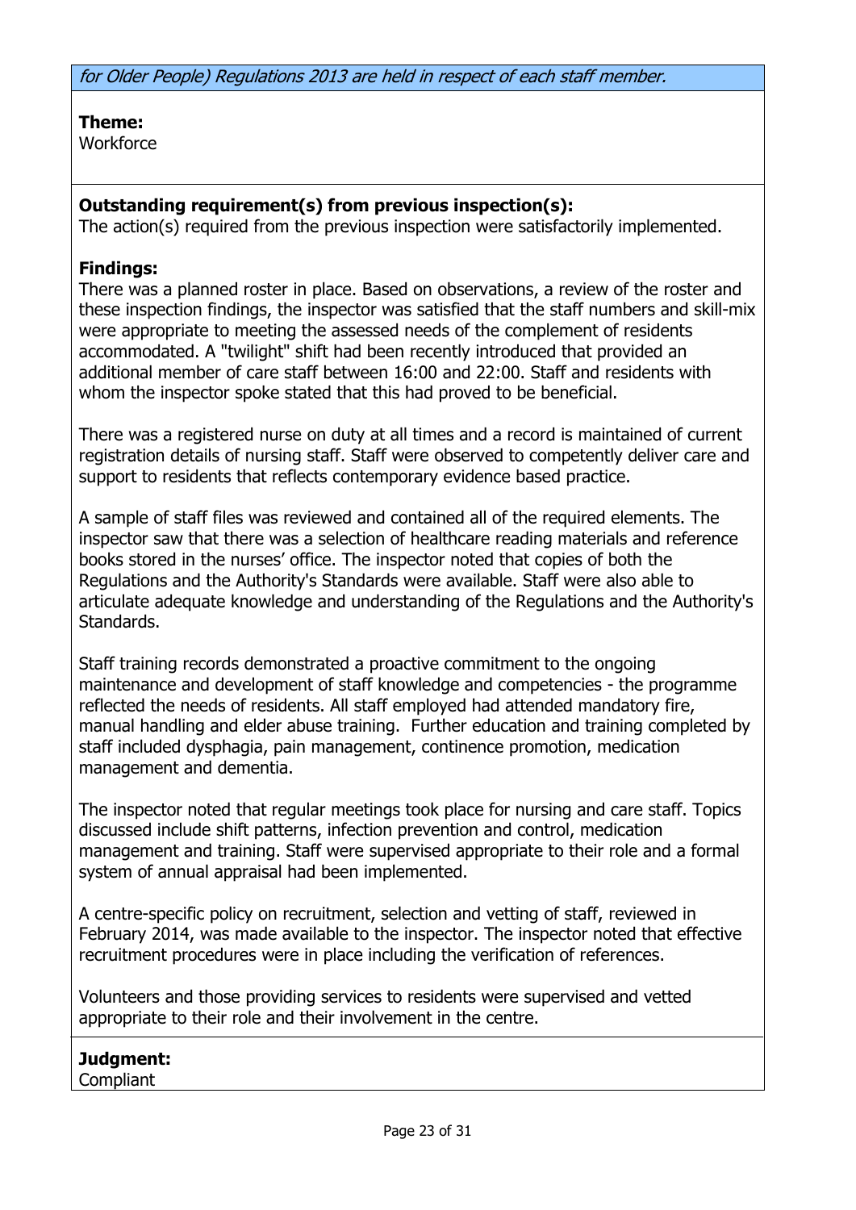*for Older People) Regulations 2013 are held in respect of each staff member.*

**Theme:**
Workforce

**Outstanding requirement(s) from previous inspection(s):**
The action(s) required from the previous inspection were satisfactorily implemented.

**Findings:**
There was a planned roster in place. Based on observations, a review of the roster and these inspection findings, the inspector was satisfied that the staff numbers and skill-mix were appropriate to meeting the assessed needs of the complement of residents accommodated. A "twilight" shift had been recently introduced that provided an additional member of care staff between 16:00 and 22:00. Staff and residents with whom the inspector spoke stated that this had proved to be beneficial.

There was a registered nurse on duty at all times and a record is maintained of current registration details of nursing staff. Staff were observed to competently deliver care and support to residents that reflects contemporary evidence based practice.

A sample of staff files was reviewed and contained all of the required elements. The inspector saw that there was a selection of healthcare reading materials and reference books stored in the nurses' office. The inspector noted that copies of both the Regulations and the Authority's Standards were available. Staff were also able to articulate adequate knowledge and understanding of the Regulations and the Authority's Standards.

Staff training records demonstrated a proactive commitment to the ongoing maintenance and development of staff knowledge and competencies - the programme reflected the needs of residents. All staff employed had attended mandatory fire, manual handling and elder abuse training. Further education and training completed by staff included dysphagia, pain management, continence promotion, medication management and dementia.

The inspector noted that regular meetings took place for nursing and care staff. Topics discussed include shift patterns, infection prevention and control, medication management and training. Staff were supervised appropriate to their role and a formal system of annual appraisal had been implemented.

A centre-specific policy on recruitment, selection and vetting of staff, reviewed in February 2014, was made available to the inspector. The inspector noted that effective recruitment procedures were in place including the verification of references.

Volunteers and those providing services to residents were supervised and vetted appropriate to their role and their involvement in the centre.

**Judgment:**
Compliant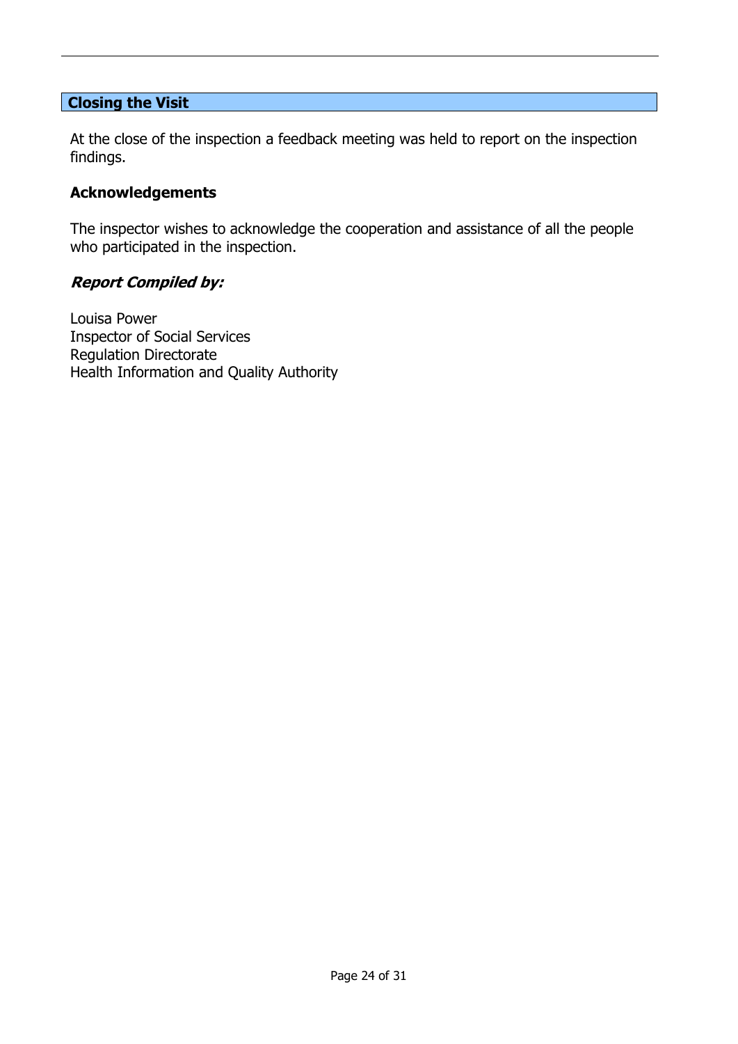## Closing the Visit

At the close of the inspection a feedback meeting was held to report on the inspection findings.

### Acknowledgements

The inspector wishes to acknowledge the cooperation and assistance of all the people who participated in the inspection.

### *Report Compiled by:*

Louisa Power  
Inspector of Social Services  
Regulation Directorate  
Health Information and Quality Authority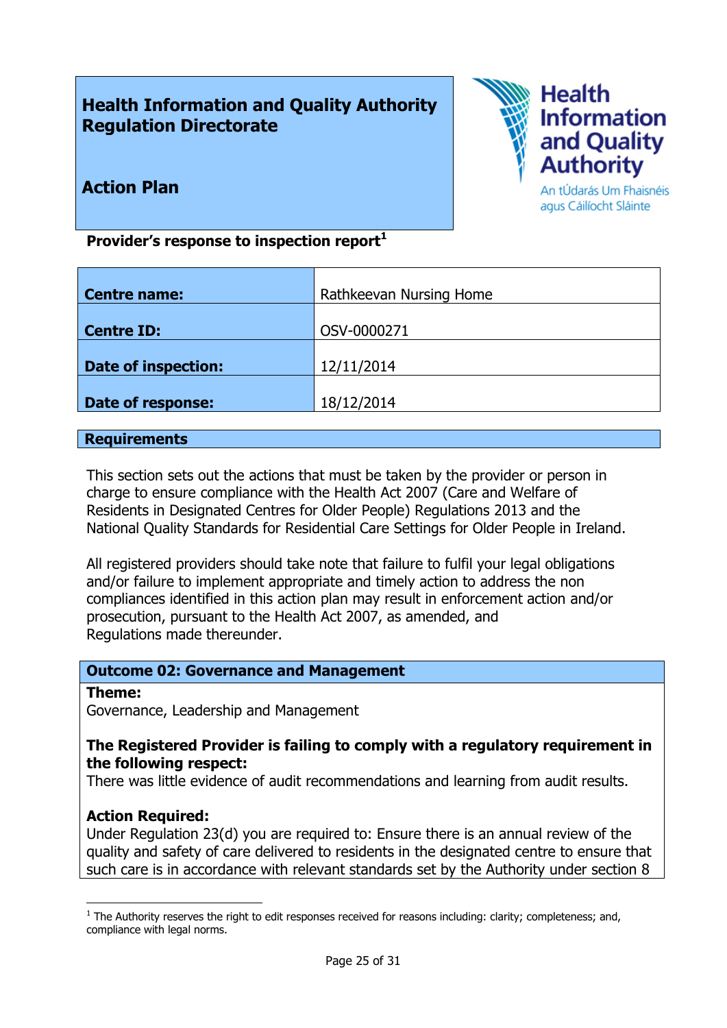# Health Information and Quality Authority Regulation Directorate

## Action Plan

**Provider's response to inspection report**[1]

| | |
|---|---|
| **Centre name:** | Rathkeevan Nursing Home |
| **Centre ID:** | OSV-0000271 |
| **Date of inspection:** | 12/11/2014 |
| **Date of response:** | 18/12/2014 |

## Requirements

This section sets out the actions that must be taken by the provider or person in charge to ensure compliance with the Health Act 2007 (Care and Welfare of Residents in Designated Centres for Older People) Regulations 2013 and the National Quality Standards for Residential Care Settings for Older People in Ireland.

All registered providers should take note that failure to fulfil your legal obligations and/or failure to implement appropriate and timely action to address the non compliances identified in this action plan may result in enforcement action and/or prosecution, pursuant to the Health Act 2007, as amended, and Regulations made thereunder.

### Outcome 02: Governance and Management

**Theme:**
Governance, Leadership and Management

**The Registered Provider is failing to comply with a regulatory requirement in the following respect:**
There was little evidence of audit recommendations and learning from audit results.

**Action Required:**
Under Regulation 23(d) you are required to: Ensure there is an annual review of the quality and safety of care delivered to residents in the designated centre to ensure that such care is in accordance with relevant standards set by the Authority under section 8

[1] The Authority reserves the right to edit responses received for reasons including: clarity; completeness; and, compliance with legal norms.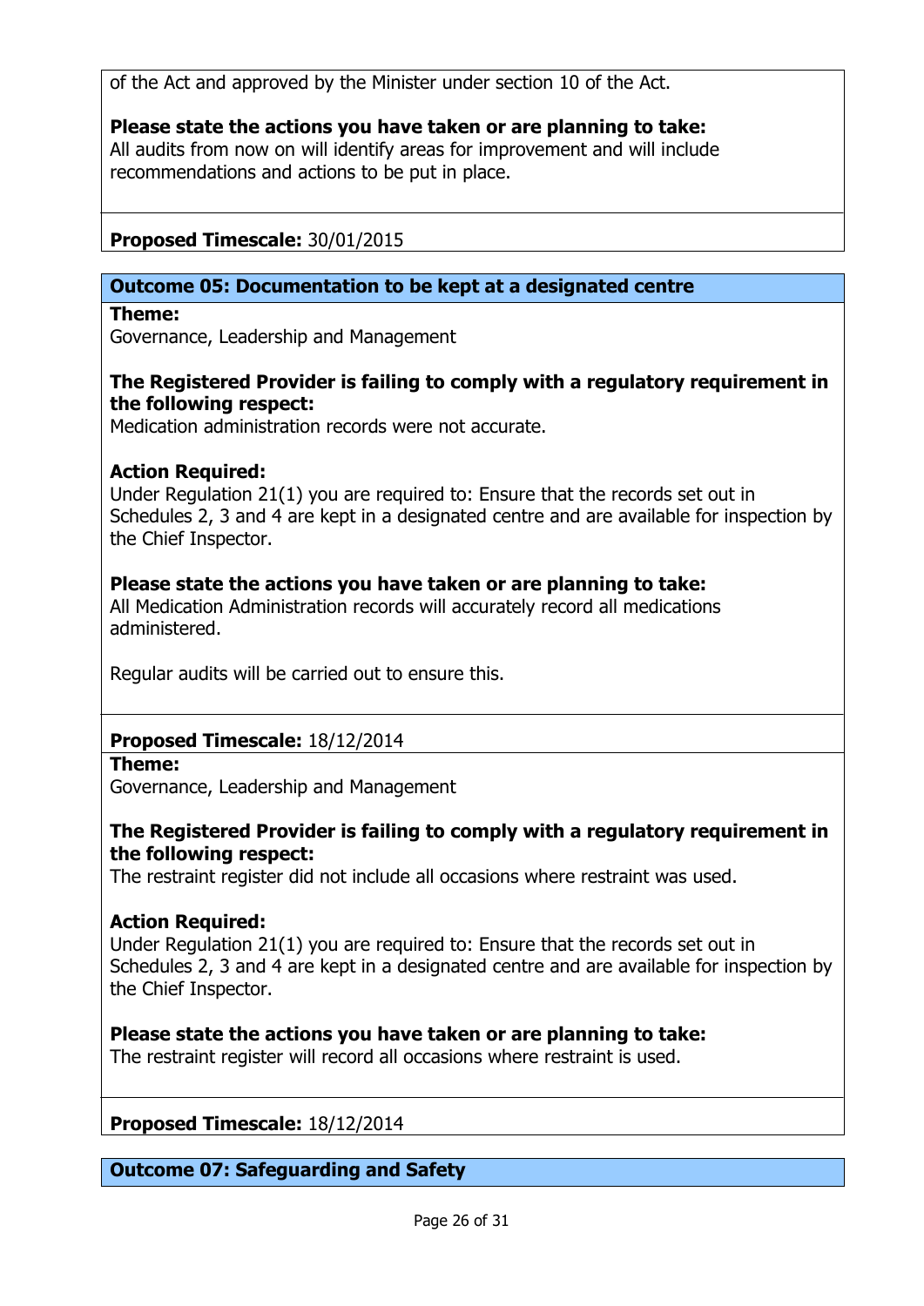of the Act and approved by the Minister under section 10 of the Act.

**Please state the actions you have taken or are planning to take:**
All audits from now on will identify areas for improvement and will include recommendations and actions to be put in place.

**Proposed Timescale:** 30/01/2015

## Outcome 05: Documentation to be kept at a designated centre

**Theme:**
Governance, Leadership and Management

**The Registered Provider is failing to comply with a regulatory requirement in the following respect:**
Medication administration records were not accurate.

**Action Required:**
Under Regulation 21(1) you are required to: Ensure that the records set out in Schedules 2, 3 and 4 are kept in a designated centre and are available for inspection by the Chief Inspector.

**Please state the actions you have taken or are planning to take:**
All Medication Administration records will accurately record all medications administered.

Regular audits will be carried out to ensure this.

**Proposed Timescale:** 18/12/2014

**Theme:**
Governance, Leadership and Management

**The Registered Provider is failing to comply with a regulatory requirement in the following respect:**
The restraint register did not include all occasions where restraint was used.

**Action Required:**
Under Regulation 21(1) you are required to: Ensure that the records set out in Schedules 2, 3 and 4 are kept in a designated centre and are available for inspection by the Chief Inspector.

**Please state the actions you have taken or are planning to take:**
The restraint register will record all occasions where restraint is used.

**Proposed Timescale:** 18/12/2014

## Outcome 07: Safeguarding and Safety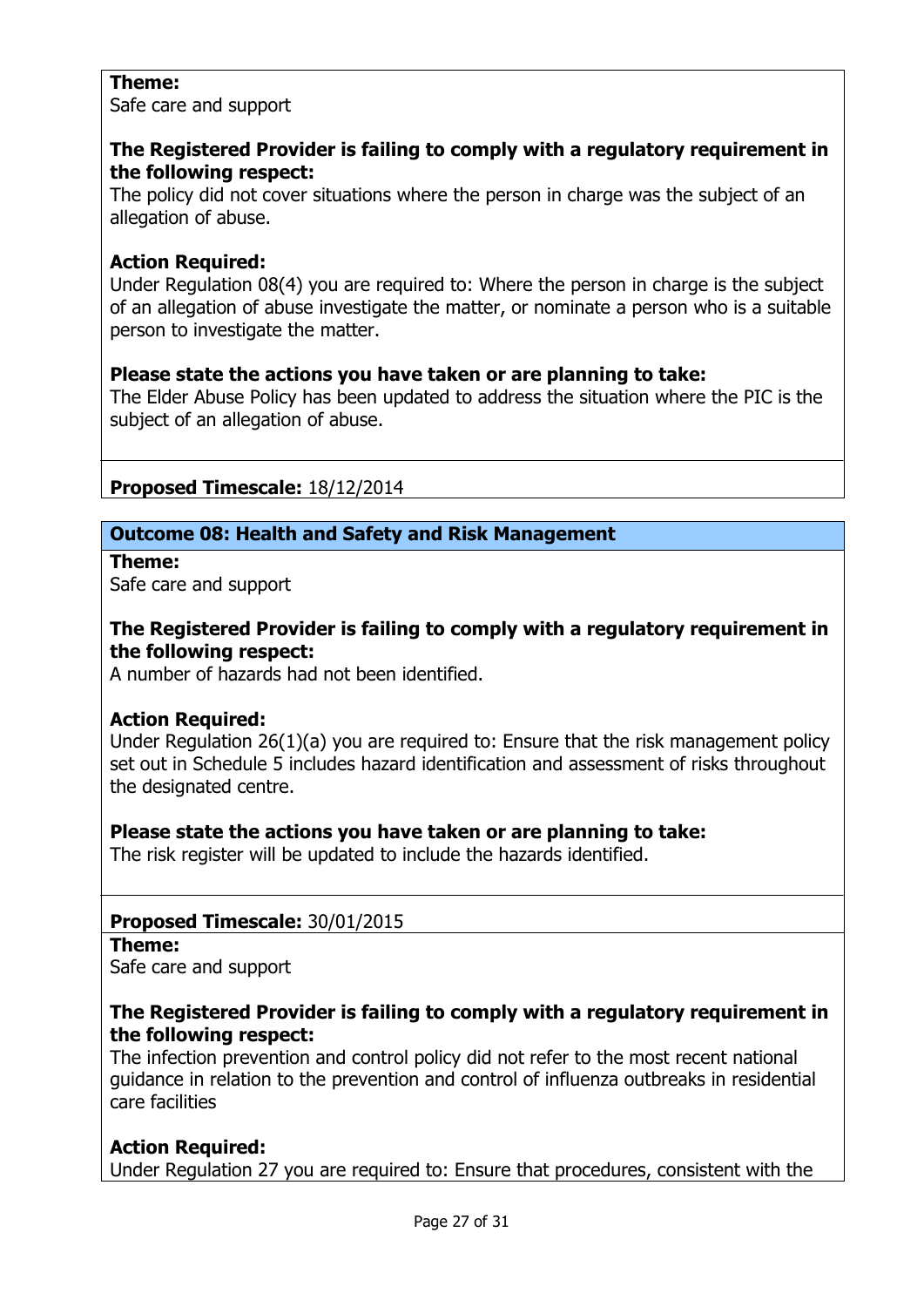**Theme:**
Safe care and support

**The Registered Provider is failing to comply with a regulatory requirement in the following respect:**
The policy did not cover situations where the person in charge was the subject of an allegation of abuse.

**Action Required:**
Under Regulation 08(4) you are required to: Where the person in charge is the subject of an allegation of abuse investigate the matter, or nominate a person who is a suitable person to investigate the matter.

**Please state the actions you have taken or are planning to take:**
The Elder Abuse Policy has been updated to address the situation where the PIC is the subject of an allegation of abuse.

**Proposed Timescale:** 18/12/2014

## Outcome 08: Health and Safety and Risk Management

**Theme:**
Safe care and support

**The Registered Provider is failing to comply with a regulatory requirement in the following respect:**
A number of hazards had not been identified.

**Action Required:**
Under Regulation 26(1)(a) you are required to: Ensure that the risk management policy set out in Schedule 5 includes hazard identification and assessment of risks throughout the designated centre.

**Please state the actions you have taken or are planning to take:**
The risk register will be updated to include the hazards identified.

**Proposed Timescale:** 30/01/2015

**Theme:**
Safe care and support

**The Registered Provider is failing to comply with a regulatory requirement in the following respect:**
The infection prevention and control policy did not refer to the most recent national guidance in relation to the prevention and control of influenza outbreaks in residential care facilities

**Action Required:**
Under Regulation 27 you are required to: Ensure that procedures, consistent with the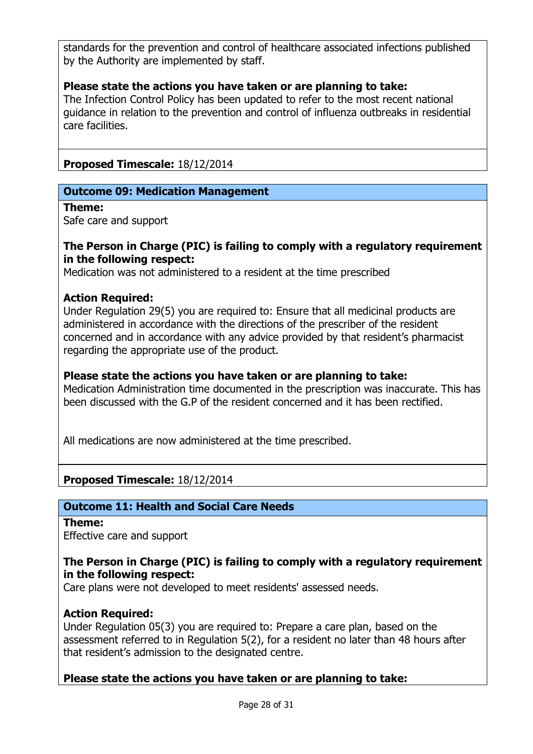standards for the prevention and control of healthcare associated infections published by the Authority are implemented by staff.

**Please state the actions you have taken or are planning to take:**
The Infection Control Policy has been updated to refer to the most recent national guidance in relation to the prevention and control of influenza outbreaks in residential care facilities.

**Proposed Timescale:** 18/12/2014

## Outcome 09: Medication Management

**Theme:**
Safe care and support

**The Person in Charge (PIC) is failing to comply with a regulatory requirement in the following respect:**
Medication was not administered to a resident at the time prescribed

**Action Required:**
Under Regulation 29(5) you are required to: Ensure that all medicinal products are administered in accordance with the directions of the prescriber of the resident concerned and in accordance with any advice provided by that resident's pharmacist regarding the appropriate use of the product.

**Please state the actions you have taken or are planning to take:**
Medication Administration time documented in the prescription was inaccurate. This has been discussed with the G.P of the resident concerned and it has been rectified.

All medications are now administered at the time prescribed.

**Proposed Timescale:** 18/12/2014

## Outcome 11: Health and Social Care Needs

**Theme:**
Effective care and support

**The Person in Charge (PIC) is failing to comply with a regulatory requirement in the following respect:**
Care plans were not developed to meet residents' assessed needs.

**Action Required:**
Under Regulation 05(3) you are required to: Prepare a care plan, based on the assessment referred to in Regulation 5(2), for a resident no later than 48 hours after that resident's admission to the designated centre.

**Please state the actions you have taken or are planning to take:**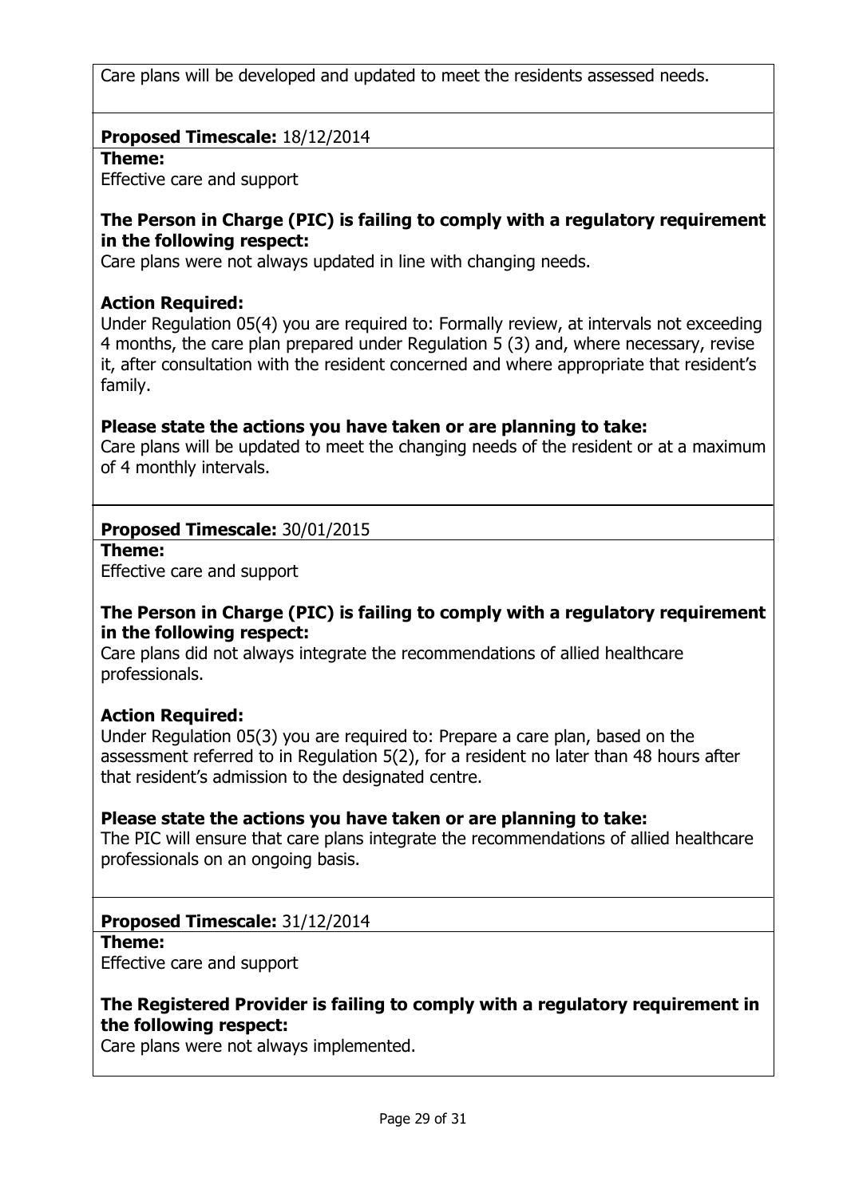Care plans will be developed and updated to meet the residents assessed needs.

**Proposed Timescale:** 18/12/2014

**Theme:**
Effective care and support

**The Person in Charge (PIC) is failing to comply with a regulatory requirement in the following respect:**
Care plans were not always updated in line with changing needs.

**Action Required:**
Under Regulation 05(4) you are required to: Formally review, at intervals not exceeding 4 months, the care plan prepared under Regulation 5 (3) and, where necessary, revise it, after consultation with the resident concerned and where appropriate that resident's family.

**Please state the actions you have taken or are planning to take:**
Care plans will be updated to meet the changing needs of the resident or at a maximum of 4 monthly intervals.

**Proposed Timescale:** 30/01/2015

**Theme:**
Effective care and support

**The Person in Charge (PIC) is failing to comply with a regulatory requirement in the following respect:**
Care plans did not always integrate the recommendations of allied healthcare professionals.

**Action Required:**
Under Regulation 05(3) you are required to: Prepare a care plan, based on the assessment referred to in Regulation 5(2), for a resident no later than 48 hours after that resident's admission to the designated centre.

**Please state the actions you have taken or are planning to take:**
The PIC will ensure that care plans integrate the recommendations of allied healthcare professionals on an ongoing basis.

**Proposed Timescale:** 31/12/2014

**Theme:**
Effective care and support

**The Registered Provider is failing to comply with a regulatory requirement in the following respect:**
Care plans were not always implemented.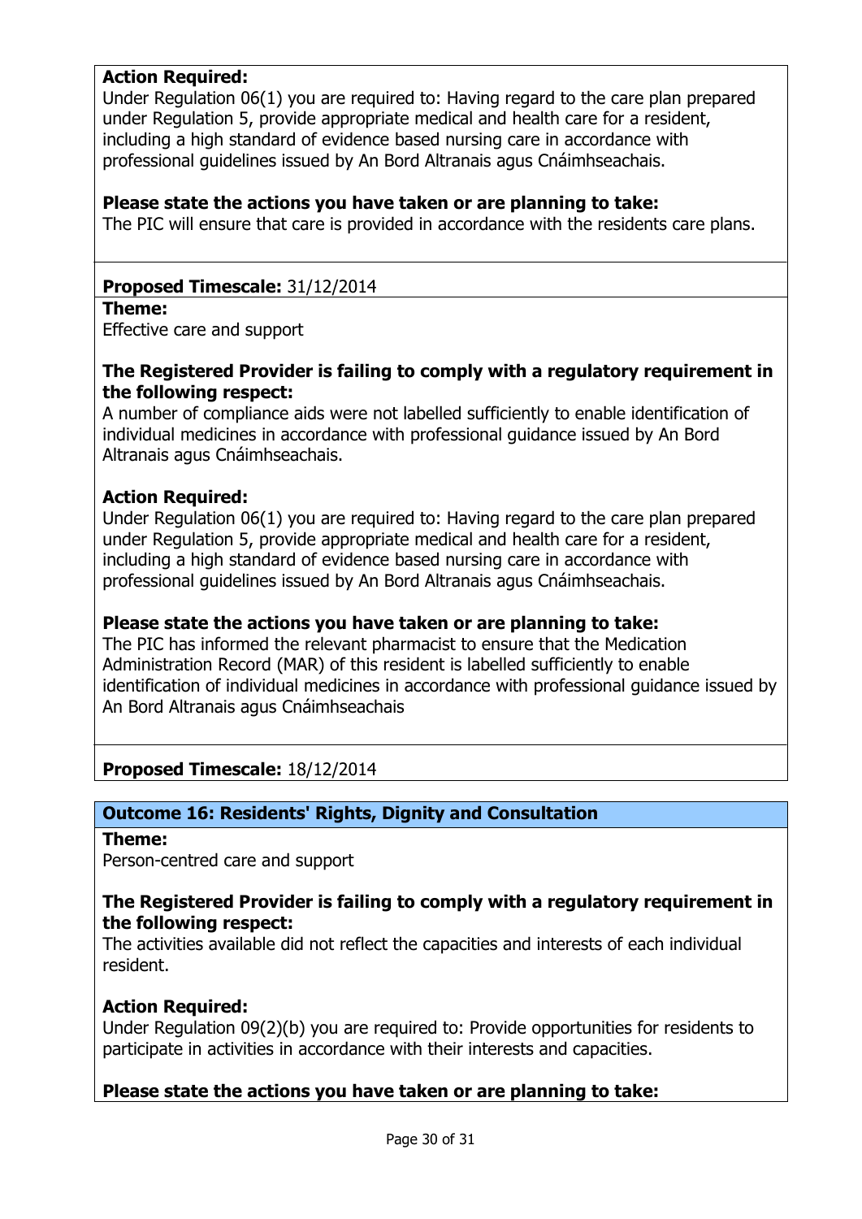**Action Required:**
Under Regulation 06(1) you are required to: Having regard to the care plan prepared under Regulation 5, provide appropriate medical and health care for a resident, including a high standard of evidence based nursing care in accordance with professional guidelines issued by An Bord Altranais agus Cnáimhseachais.

**Please state the actions you have taken or are planning to take:**
The PIC will ensure that care is provided in accordance with the residents care plans.

**Proposed Timescale:** 31/12/2014

**Theme:**
Effective care and support

**The Registered Provider is failing to comply with a regulatory requirement in the following respect:**
A number of compliance aids were not labelled sufficiently to enable identification of individual medicines in accordance with professional guidance issued by An Bord Altranais agus Cnáimhseachais.

**Action Required:**
Under Regulation 06(1) you are required to: Having regard to the care plan prepared under Regulation 5, provide appropriate medical and health care for a resident, including a high standard of evidence based nursing care in accordance with professional guidelines issued by An Bord Altranais agus Cnáimhseachais.

**Please state the actions you have taken or are planning to take:**
The PIC has informed the relevant pharmacist to ensure that the Medication Administration Record (MAR) of this resident is labelled sufficiently to enable identification of individual medicines in accordance with professional guidance issued by An Bord Altranais agus Cnáimhseachais

**Proposed Timescale:** 18/12/2014

## Outcome 16: Residents' Rights, Dignity and Consultation

**Theme:**
Person-centred care and support

**The Registered Provider is failing to comply with a regulatory requirement in the following respect:**
The activities available did not reflect the capacities and interests of each individual resident.

**Action Required:**
Under Regulation 09(2)(b) you are required to: Provide opportunities for residents to participate in activities in accordance with their interests and capacities.

**Please state the actions you have taken or are planning to take:**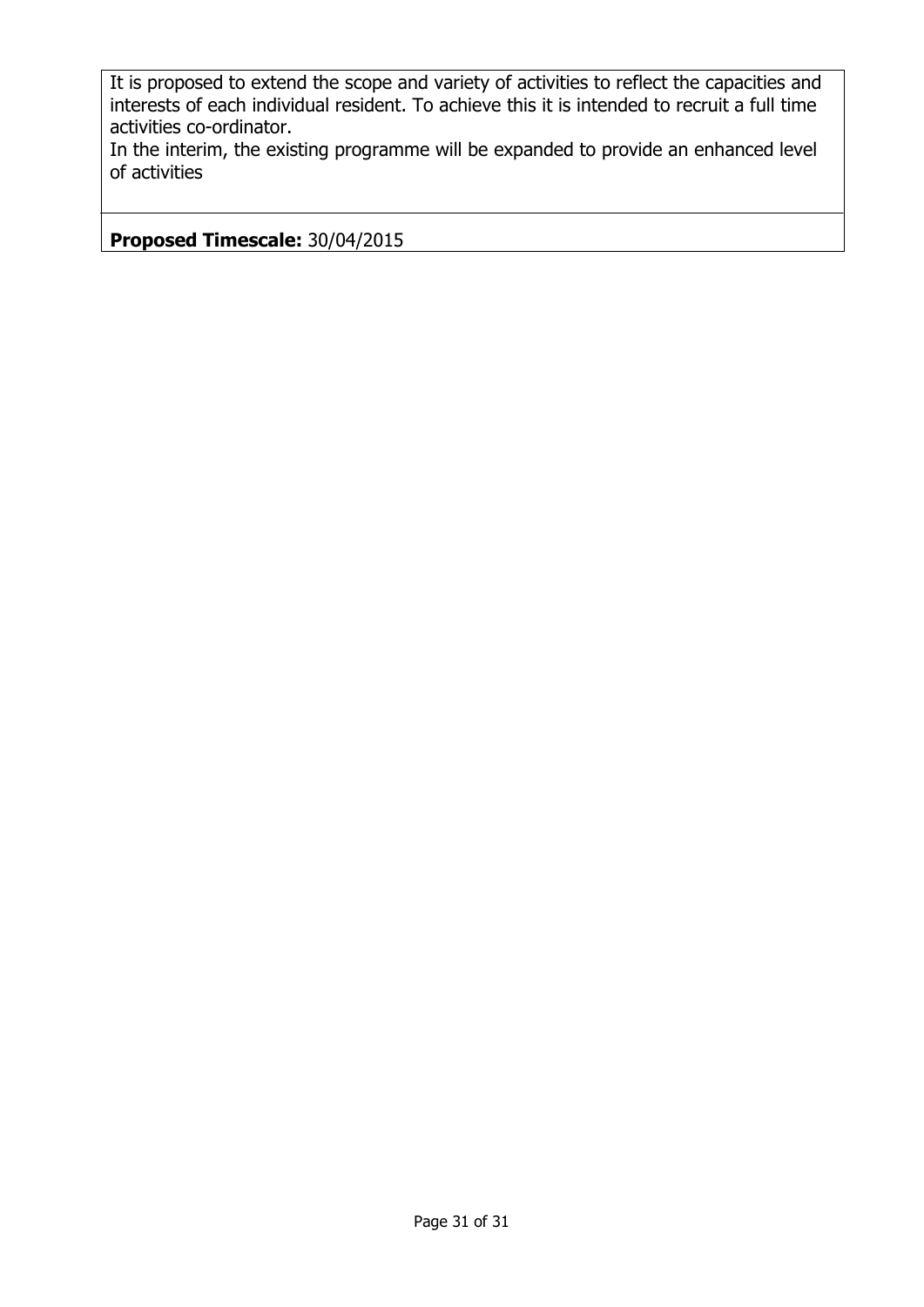It is proposed to extend the scope and variety of activities to reflect the capacities and interests of each individual resident. To achieve this it is intended to recruit a full time activities co-ordinator.
In the interim, the existing programme will be expanded to provide an enhanced level of activities

**Proposed Timescale:** 30/04/2015